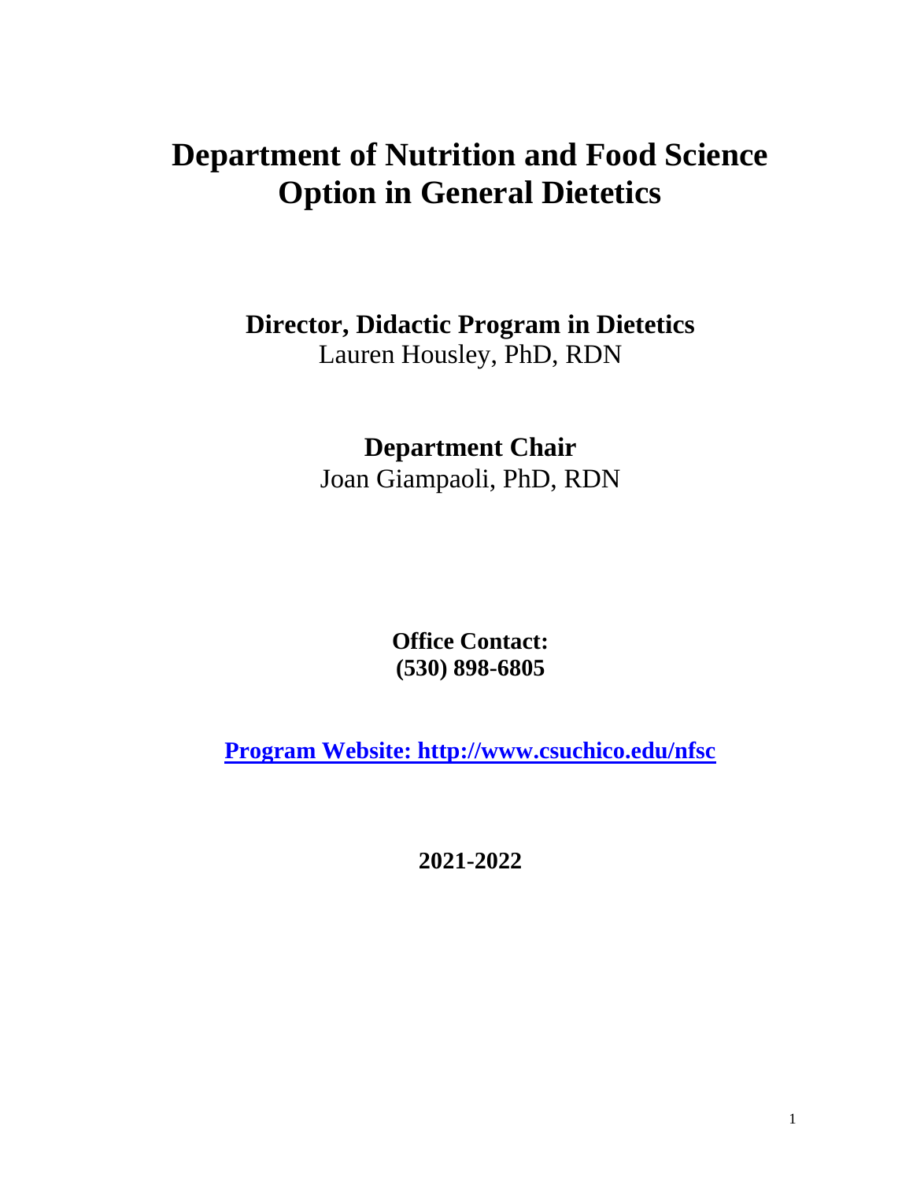# Department of Nutrition and Food Science
# Option in General Dietetics

**Director, Didactic Program in Dietetics**
Lauren Housley, PhD, RDN

**Department Chair**
Joan Giampaoli, PhD, RDN

**Office Contact:**
**(530) 898-6805**

**Program Website: http://www.csuchico.edu/nfsc**

**2021-2022**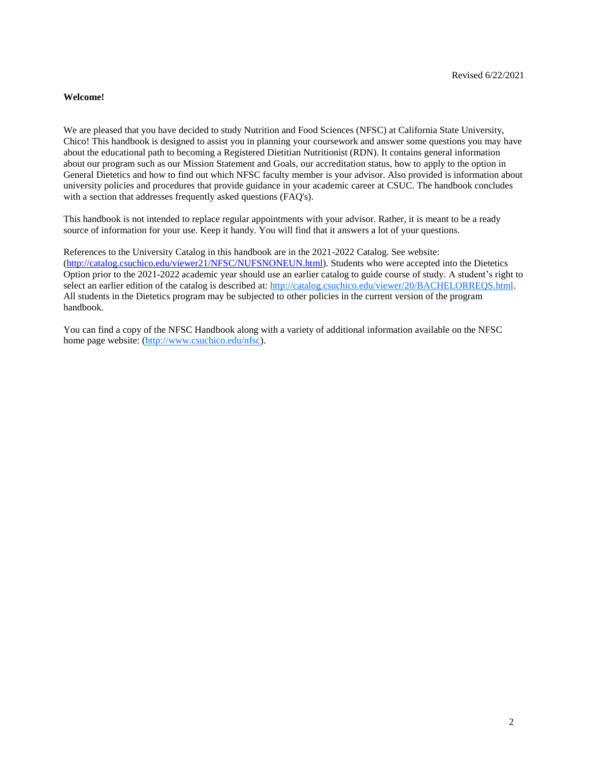Revised 6/22/2021

**Welcome!**

We are pleased that you have decided to study Nutrition and Food Sciences (NFSC) at California State University, Chico! This handbook is designed to assist you in planning your coursework and answer some questions you may have about the educational path to becoming a Registered Dietitian Nutritionist (RDN). It contains general information about our program such as our Mission Statement and Goals, our accreditation status, how to apply to the option in General Dietetics and how to find out which NFSC faculty member is your advisor. Also provided is information about university policies and procedures that provide guidance in your academic career at CSUC. The handbook concludes with a section that addresses frequently asked questions (FAQ's).

This handbook is not intended to replace regular appointments with your advisor. Rather, it is meant to be a ready source of information for your use. Keep it handy. You will find that it answers a lot of your questions.

References to the University Catalog in this handbook are in the 2021-2022 Catalog. See website: (http://catalog.csuchico.edu/viewer21/NFSC/NUFSNONEUN.html). Students who were accepted into the Dietetics Option prior to the 2021-2022 academic year should use an earlier catalog to guide course of study. A student's right to select an earlier edition of the catalog is described at: http://catalog.csuchico.edu/viewer/20/BACHELORREQS.html. All students in the Dietetics program may be subjected to other policies in the current version of the program handbook.

You can find a copy of the NFSC Handbook along with a variety of additional information available on the NFSC home page website: (http://www.csuchico.edu/nfsc).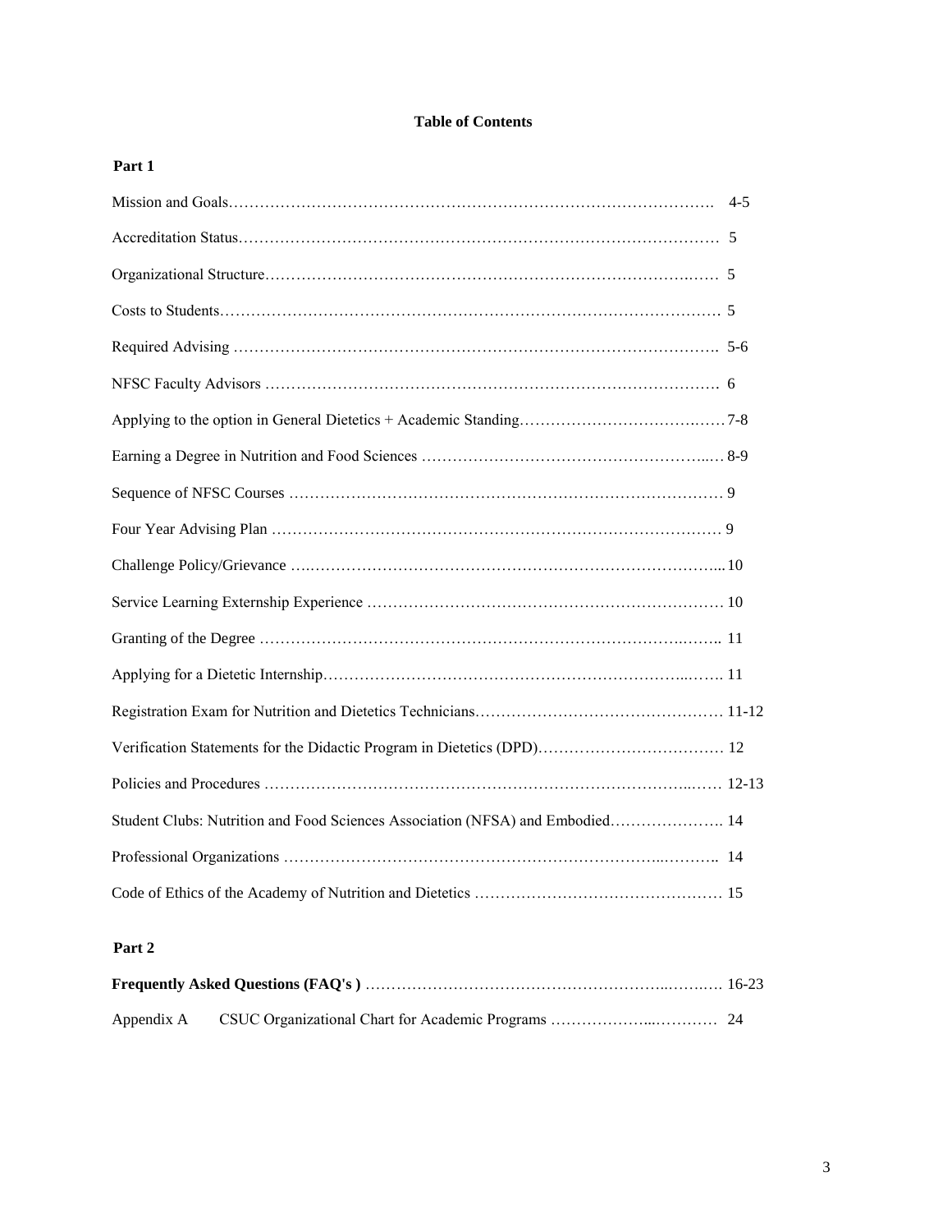# Table of Contents

## Part 1

| | |
|---|---|
| Mission and Goals | 4-5 |
| Accreditation Status | 5 |
| Organizational Structure | 5 |
| Costs to Students | 5 |
| Required Advising | 5-6 |
| NFSC Faculty Advisors | 6 |
| Applying to the option in General Dietetics + Academic Standing | 7-8 |
| Earning a Degree in Nutrition and Food Sciences | 8-9 |
| Sequence of NFSC Courses | 9 |
| Four Year Advising Plan | 9 |
| Challenge Policy/Grievance | 10 |
| Service Learning Externship Experience | 10 |
| Granting of the Degree | 11 |
| Applying for a Dietetic Internship | 11 |
| Registration Exam for Nutrition and Dietetics Technicians | 11-12 |
| Verification Statements for the Didactic Program in Dietetics (DPD) | 12 |
| Policies and Procedures | 12-13 |
| Student Clubs: Nutrition and Food Sciences Association (NFSA) and Embodied | 14 |
| Professional Organizations | 14 |
| Code of Ethics of the Academy of Nutrition and Dietetics | 15 |

## Part 2

| | |
|---|---|
| **Frequently Asked Questions (FAQ's )** | 16-23 |
| Appendix A CSUC Organizational Chart for Academic Programs | 24 |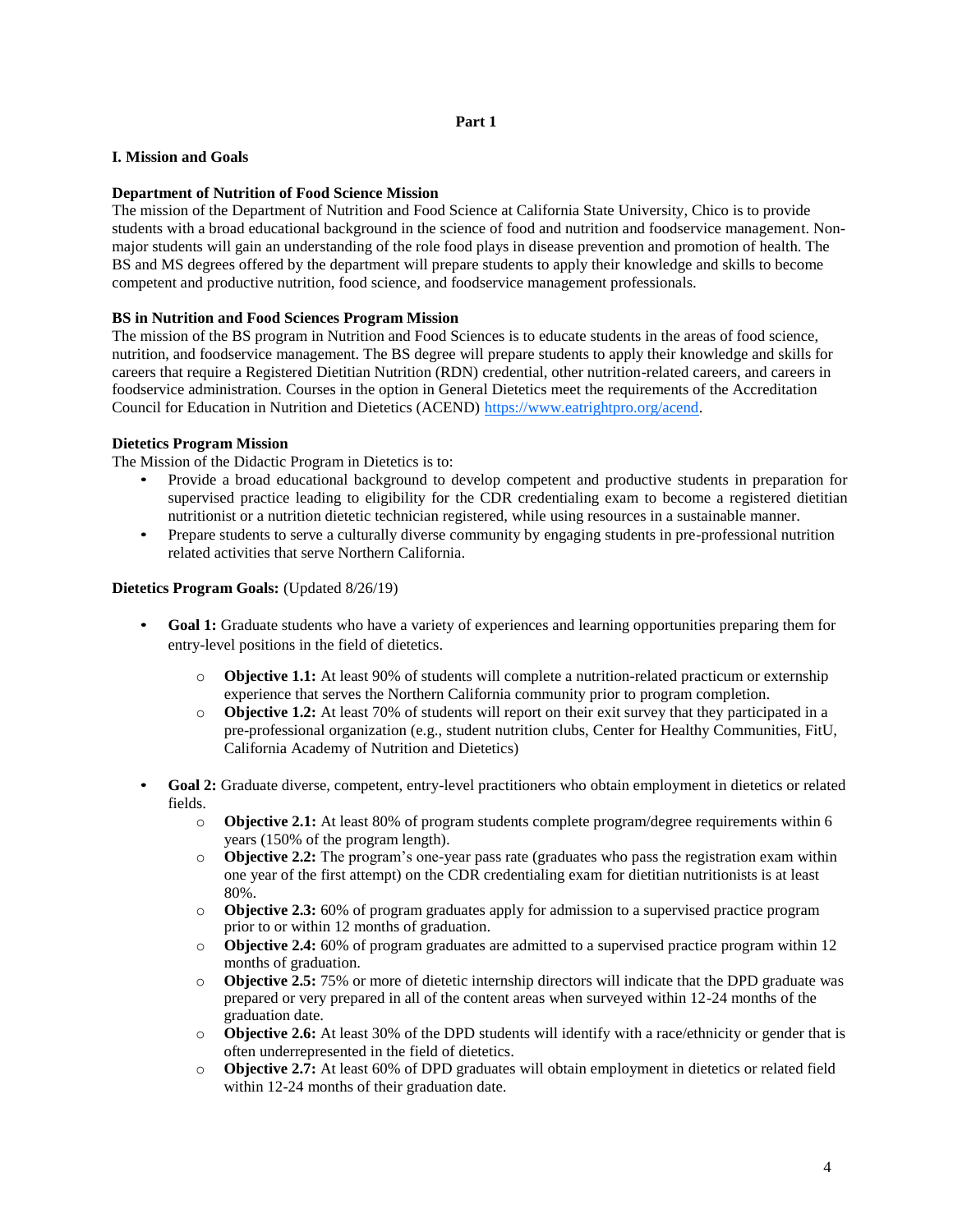# Part 1

## I. Mission and Goals

### Department of Nutrition of Food Science Mission

The mission of the Department of Nutrition and Food Science at California State University, Chico is to provide students with a broad educational background in the science of food and nutrition and foodservice management. Non-major students will gain an understanding of the role food plays in disease prevention and promotion of health. The BS and MS degrees offered by the department will prepare students to apply their knowledge and skills to become competent and productive nutrition, food science, and foodservice management professionals.

### BS in Nutrition and Food Sciences Program Mission

The mission of the BS program in Nutrition and Food Sciences is to educate students in the areas of food science, nutrition, and foodservice management. The BS degree will prepare students to apply their knowledge and skills for careers that require a Registered Dietitian Nutrition (RDN) credential, other nutrition-related careers, and careers in foodservice administration. Courses in the option in General Dietetics meet the requirements of the Accreditation Council for Education in Nutrition and Dietetics (ACEND) https://www.eatrightpro.org/acend.

### Dietetics Program Mission

The Mission of the Didactic Program in Dietetics is to:

- Provide a broad educational background to develop competent and productive students in preparation for supervised practice leading to eligibility for the CDR credentialing exam to become a registered dietitian nutritionist or a nutrition dietetic technician registered, while using resources in a sustainable manner.
- Prepare students to serve a culturally diverse community by engaging students in pre-professional nutrition related activities that serve Northern California.

**Dietetics Program Goals:** (Updated 8/26/19)

- **Goal 1:** Graduate students who have a variety of experiences and learning opportunities preparing them for entry-level positions in the field of dietetics.
  - **Objective 1.1:** At least 90% of students will complete a nutrition-related practicum or externship experience that serves the Northern California community prior to program completion.
  - **Objective 1.2:** At least 70% of students will report on their exit survey that they participated in a pre-professional organization (e.g., student nutrition clubs, Center for Healthy Communities, FitU, California Academy of Nutrition and Dietetics)

- **Goal 2:** Graduate diverse, competent, entry-level practitioners who obtain employment in dietetics or related fields.
  - **Objective 2.1:** At least 80% of program students complete program/degree requirements within 6 years (150% of the program length).
  - **Objective 2.2:** The program's one-year pass rate (graduates who pass the registration exam within one year of the first attempt) on the CDR credentialing exam for dietitian nutritionists is at least 80%.
  - **Objective 2.3:** 60% of program graduates apply for admission to a supervised practice program prior to or within 12 months of graduation.
  - **Objective 2.4:** 60% of program graduates are admitted to a supervised practice program within 12 months of graduation.
  - **Objective 2.5:** 75% or more of dietetic internship directors will indicate that the DPD graduate was prepared or very prepared in all of the content areas when surveyed within 12-24 months of the graduation date.
  - **Objective 2.6:** At least 30% of the DPD students will identify with a race/ethnicity or gender that is often underrepresented in the field of dietetics.
  - **Objective 2.7:** At least 60% of DPD graduates will obtain employment in dietetics or related field within 12-24 months of their graduation date.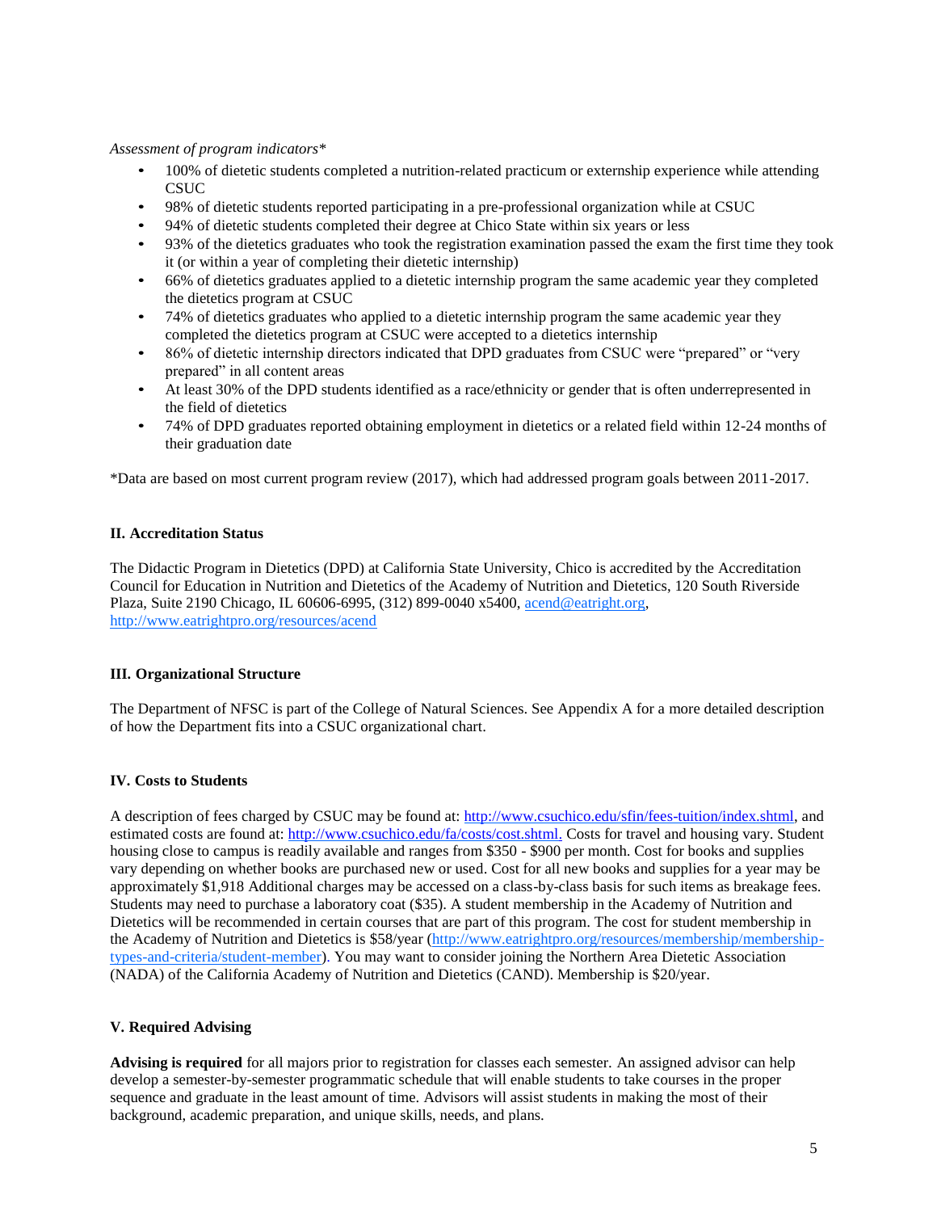*Assessment of program indicators**

- 100% of dietetic students completed a nutrition-related practicum or externship experience while attending CSUC
- 98% of dietetic students reported participating in a pre-professional organization while at CSUC
- 94% of dietetic students completed their degree at Chico State within six years or less
- 93% of the dietetics graduates who took the registration examination passed the exam the first time they took it (or within a year of completing their dietetic internship)
- 66% of dietetics graduates applied to a dietetic internship program the same academic year they completed the dietetics program at CSUC
- 74% of dietetics graduates who applied to a dietetic internship program the same academic year they completed the dietetics program at CSUC were accepted to a dietetics internship
- 86% of dietetic internship directors indicated that DPD graduates from CSUC were "prepared" or "very prepared" in all content areas
- At least 30% of the DPD students identified as a race/ethnicity or gender that is often underrepresented in the field of dietetics
- 74% of DPD graduates reported obtaining employment in dietetics or a related field within 12-24 months of their graduation date

*Data are based on most current program review (2017), which had addressed program goals between 2011-2017.

### II. Accreditation Status

The Didactic Program in Dietetics (DPD) at California State University, Chico is accredited by the Accreditation Council for Education in Nutrition and Dietetics of the Academy of Nutrition and Dietetics, 120 South Riverside Plaza, Suite 2190 Chicago, IL 60606-6995, (312) 899-0040 x5400, acend@eatright.org, http://www.eatrightpro.org/resources/acend

### III. Organizational Structure

The Department of NFSC is part of the College of Natural Sciences. See Appendix A for a more detailed description of how the Department fits into a CSUC organizational chart.

### IV. Costs to Students

A description of fees charged by CSUC may be found at: http://www.csuchico.edu/sfin/fees-tuition/index.shtml, and estimated costs are found at: http://www.csuchico.edu/fa/costs/cost.shtml. Costs for travel and housing vary. Student housing close to campus is readily available and ranges from $350 - $900 per month. Cost for books and supplies vary depending on whether books are purchased new or used. Cost for all new books and supplies for a year may be approximately $1,918 Additional charges may be accessed on a class-by-class basis for such items as breakage fees. Students may need to purchase a laboratory coat ($35). A student membership in the Academy of Nutrition and Dietetics will be recommended in certain courses that are part of this program. The cost for student membership in the Academy of Nutrition and Dietetics is $58/year (http://www.eatrightpro.org/resources/membership/membership-types-and-criteria/student-member). You may want to consider joining the Northern Area Dietetic Association (NADA) of the California Academy of Nutrition and Dietetics (CAND). Membership is $20/year.

### V. Required Advising

**Advising is required** for all majors prior to registration for classes each semester. An assigned advisor can help develop a semester-by-semester programmatic schedule that will enable students to take courses in the proper sequence and graduate in the least amount of time. Advisors will assist students in making the most of their background, academic preparation, and unique skills, needs, and plans.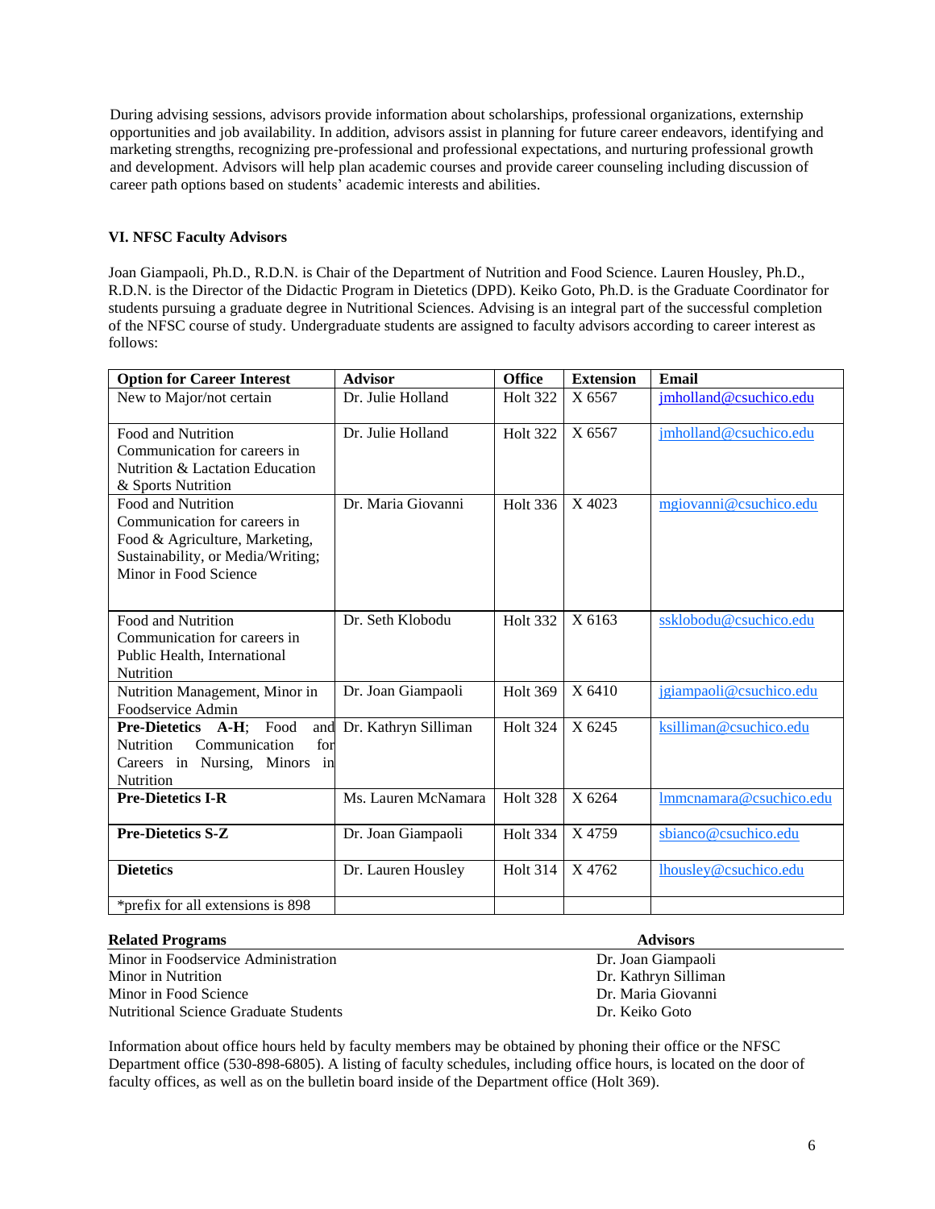During advising sessions, advisors provide information about scholarships, professional organizations, externship opportunities and job availability. In addition, advisors assist in planning for future career endeavors, identifying and marketing strengths, recognizing pre-professional and professional expectations, and nurturing professional growth and development. Advisors will help plan academic courses and provide career counseling including discussion of career path options based on students' academic interests and abilities.

### VI. NFSC Faculty Advisors

Joan Giampaoli, Ph.D., R.D.N. is Chair of the Department of Nutrition and Food Science. Lauren Housley, Ph.D., R.D.N. is the Director of the Didactic Program in Dietetics (DPD). Keiko Goto, Ph.D. is the Graduate Coordinator for students pursuing a graduate degree in Nutritional Sciences. Advising is an integral part of the successful completion of the NFSC course of study. Undergraduate students are assigned to faculty advisors according to career interest as follows:

| Option for Career Interest | Advisor | Office | Extension | Email |
|---|---|---|---|---|
| New to Major/not certain | Dr. Julie Holland | Holt 322 | X 6567 | jmholland@csuchico.edu |
| Food and Nutrition Communication for careers in Nutrition & Lactation Education & Sports Nutrition | Dr. Julie Holland | Holt 322 | X 6567 | jmholland@csuchico.edu |
| Food and Nutrition Communication for careers in Food & Agriculture, Marketing, Sustainability, or Media/Writing; Minor in Food Science | Dr. Maria Giovanni | Holt 336 | X 4023 | mgiovanni@csuchico.edu |
| Food and Nutrition Communication for careers in Public Health, International Nutrition | Dr. Seth Klobodu | Holt 332 | X 6163 | ssklobodu@csuchico.edu |
| Nutrition Management, Minor in Foodservice Admin | Dr. Joan Giampaoli | Holt 369 | X 6410 | jgiampaoli@csuchico.edu |
| **Pre-Dietetics A-H**; Food and Nutrition Communication for Careers in Nursing, Minors in Nutrition | Dr. Kathryn Silliman | Holt 324 | X 6245 | ksilliman@csuchico.edu |
| **Pre-Dietetics I-R** | Ms. Lauren McNamara | Holt 328 | X 6264 | lmmcnamara@csuchico.edu |
| **Pre-Dietetics S-Z** | Dr. Joan Giampaoli | Holt 334 | X 4759 | sbianco@csuchico.edu |
| **Dietetics** | Dr. Lauren Housley | Holt 314 | X 4762 | lhousley@csuchico.edu |
| *prefix for all extensions is 898 | | | | |

| **Related Programs** | **Advisors** |
|---|---|
| Minor in Foodservice Administration | Dr. Joan Giampaoli |
| Minor in Nutrition | Dr. Kathryn Silliman |
| Minor in Food Science | Dr. Maria Giovanni |
| Nutritional Science Graduate Students | Dr. Keiko Goto |

Information about office hours held by faculty members may be obtained by phoning their office or the NFSC Department office (530-898-6805). A listing of faculty schedules, including office hours, is located on the door of faculty offices, as well as on the bulletin board inside of the Department office (Holt 369).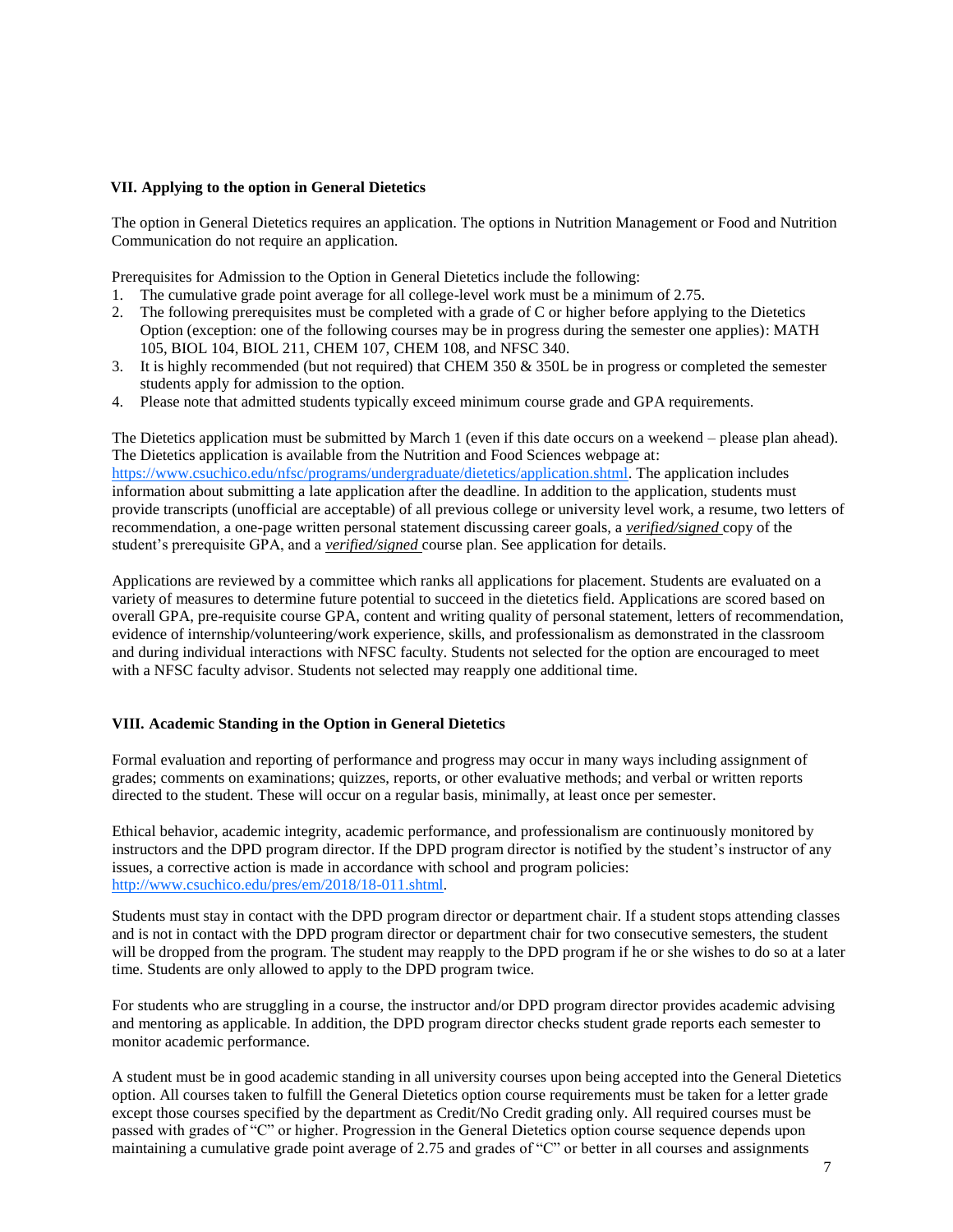## VII. Applying to the option in General Dietetics

The option in General Dietetics requires an application. The options in Nutrition Management or Food and Nutrition Communication do not require an application.

Prerequisites for Admission to the Option in General Dietetics include the following:

1. The cumulative grade point average for all college-level work must be a minimum of 2.75.
2. The following prerequisites must be completed with a grade of C or higher before applying to the Dietetics Option (exception: one of the following courses may be in progress during the semester one applies): MATH 105, BIOL 104, BIOL 211, CHEM 107, CHEM 108, and NFSC 340.
3. It is highly recommended (but not required) that CHEM 350 & 350L be in progress or completed the semester students apply for admission to the option.
4. Please note that admitted students typically exceed minimum course grade and GPA requirements.

The Dietetics application must be submitted by March 1 (even if this date occurs on a weekend – please plan ahead). The Dietetics application is available from the Nutrition and Food Sciences webpage at: https://www.csuchico.edu/nfsc/programs/undergraduate/dietetics/application.shtml. The application includes information about submitting a late application after the deadline. In addition to the application, students must provide transcripts (unofficial are acceptable) of all previous college or university level work, a resume, two letters of recommendation, a one-page written personal statement discussing career goals, a ***verified/signed*** copy of the student's prerequisite GPA, and a ***verified/signed*** course plan. See application for details.

Applications are reviewed by a committee which ranks all applications for placement. Students are evaluated on a variety of measures to determine future potential to succeed in the dietetics field. Applications are scored based on overall GPA, pre-requisite course GPA, content and writing quality of personal statement, letters of recommendation, evidence of internship/volunteering/work experience, skills, and professionalism as demonstrated in the classroom and during individual interactions with NFSC faculty. Students not selected for the option are encouraged to meet with a NFSC faculty advisor. Students not selected may reapply one additional time.

## VIII. Academic Standing in the Option in General Dietetics

Formal evaluation and reporting of performance and progress may occur in many ways including assignment of grades; comments on examinations; quizzes, reports, or other evaluative methods; and verbal or written reports directed to the student. These will occur on a regular basis, minimally, at least once per semester.

Ethical behavior, academic integrity, academic performance, and professionalism are continuously monitored by instructors and the DPD program director. If the DPD program director is notified by the student's instructor of any issues, a corrective action is made in accordance with school and program policies: http://www.csuchico.edu/pres/em/2018/18-011.shtml.

Students must stay in contact with the DPD program director or department chair. If a student stops attending classes and is not in contact with the DPD program director or department chair for two consecutive semesters, the student will be dropped from the program. The student may reapply to the DPD program if he or she wishes to do so at a later time. Students are only allowed to apply to the DPD program twice.

For students who are struggling in a course, the instructor and/or DPD program director provides academic advising and mentoring as applicable. In addition, the DPD program director checks student grade reports each semester to monitor academic performance.

A student must be in good academic standing in all university courses upon being accepted into the General Dietetics option. All courses taken to fulfill the General Dietetics option course requirements must be taken for a letter grade except those courses specified by the department as Credit/No Credit grading only. All required courses must be passed with grades of "C" or higher. Progression in the General Dietetics option course sequence depends upon maintaining a cumulative grade point average of 2.75 and grades of "C" or better in all courses and assignments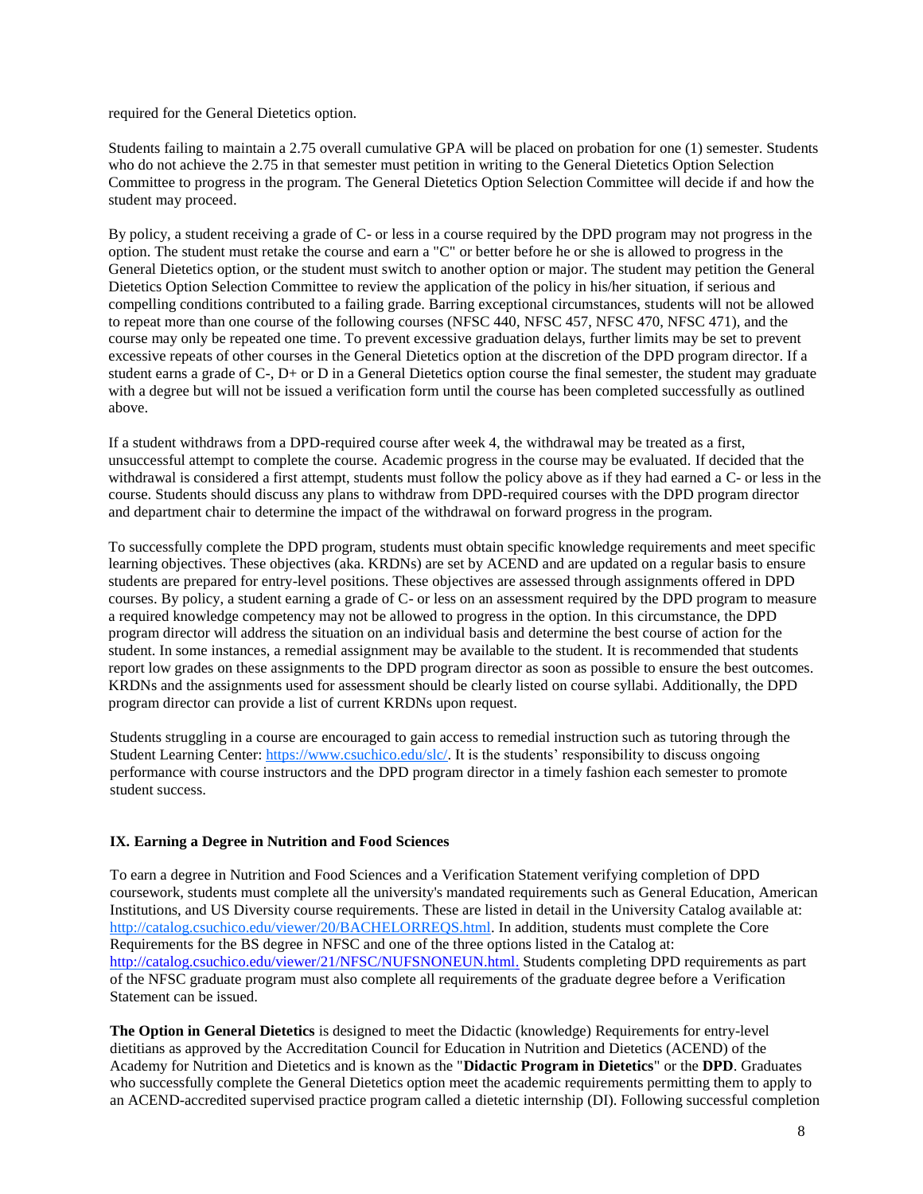required for the General Dietetics option.

Students failing to maintain a 2.75 overall cumulative GPA will be placed on probation for one (1) semester. Students who do not achieve the 2.75 in that semester must petition in writing to the General Dietetics Option Selection Committee to progress in the program. The General Dietetics Option Selection Committee will decide if and how the student may proceed.

By policy, a student receiving a grade of C- or less in a course required by the DPD program may not progress in the option. The student must retake the course and earn a "C" or better before he or she is allowed to progress in the General Dietetics option, or the student must switch to another option or major. The student may petition the General Dietetics Option Selection Committee to review the application of the policy in his/her situation, if serious and compelling conditions contributed to a failing grade. Barring exceptional circumstances, students will not be allowed to repeat more than one course of the following courses (NFSC 440, NFSC 457, NFSC 470, NFSC 471), and the course may only be repeated one time. To prevent excessive graduation delays, further limits may be set to prevent excessive repeats of other courses in the General Dietetics option at the discretion of the DPD program director. If a student earns a grade of C-, D+ or D in a General Dietetics option course the final semester, the student may graduate with a degree but will not be issued a verification form until the course has been completed successfully as outlined above.

If a student withdraws from a DPD-required course after week 4, the withdrawal may be treated as a first, unsuccessful attempt to complete the course. Academic progress in the course may be evaluated. If decided that the withdrawal is considered a first attempt, students must follow the policy above as if they had earned a C- or less in the course. Students should discuss any plans to withdraw from DPD-required courses with the DPD program director and department chair to determine the impact of the withdrawal on forward progress in the program.

To successfully complete the DPD program, students must obtain specific knowledge requirements and meet specific learning objectives. These objectives (aka. KRDNs) are set by ACEND and are updated on a regular basis to ensure students are prepared for entry-level positions. These objectives are assessed through assignments offered in DPD courses. By policy, a student earning a grade of C- or less on an assessment required by the DPD program to measure a required knowledge competency may not be allowed to progress in the option. In this circumstance, the DPD program director will address the situation on an individual basis and determine the best course of action for the student. In some instances, a remedial assignment may be available to the student. It is recommended that students report low grades on these assignments to the DPD program director as soon as possible to ensure the best outcomes. KRDNs and the assignments used for assessment should be clearly listed on course syllabi. Additionally, the DPD program director can provide a list of current KRDNs upon request.

Students struggling in a course are encouraged to gain access to remedial instruction such as tutoring through the Student Learning Center: https://www.csuchico.edu/slc/. It is the students' responsibility to discuss ongoing performance with course instructors and the DPD program director in a timely fashion each semester to promote student success.

## IX. Earning a Degree in Nutrition and Food Sciences

To earn a degree in Nutrition and Food Sciences and a Verification Statement verifying completion of DPD coursework, students must complete all the university's mandated requirements such as General Education, American Institutions, and US Diversity course requirements. These are listed in detail in the University Catalog available at: http://catalog.csuchico.edu/viewer/20/BACHELORREQS.html. In addition, students must complete the Core Requirements for the BS degree in NFSC and one of the three options listed in the Catalog at: http://catalog.csuchico.edu/viewer/21/NFSC/NUFSNONEUN.html. Students completing DPD requirements as part of the NFSC graduate program must also complete all requirements of the graduate degree before a Verification Statement can be issued.

**The Option in General Dietetics** is designed to meet the Didactic (knowledge) Requirements for entry-level dietitians as approved by the Accreditation Council for Education in Nutrition and Dietetics (ACEND) of the Academy for Nutrition and Dietetics and is known as the "**Didactic Program in Dietetics**" or the **DPD**. Graduates who successfully complete the General Dietetics option meet the academic requirements permitting them to apply to an ACEND-accredited supervised practice program called a dietetic internship (DI). Following successful completion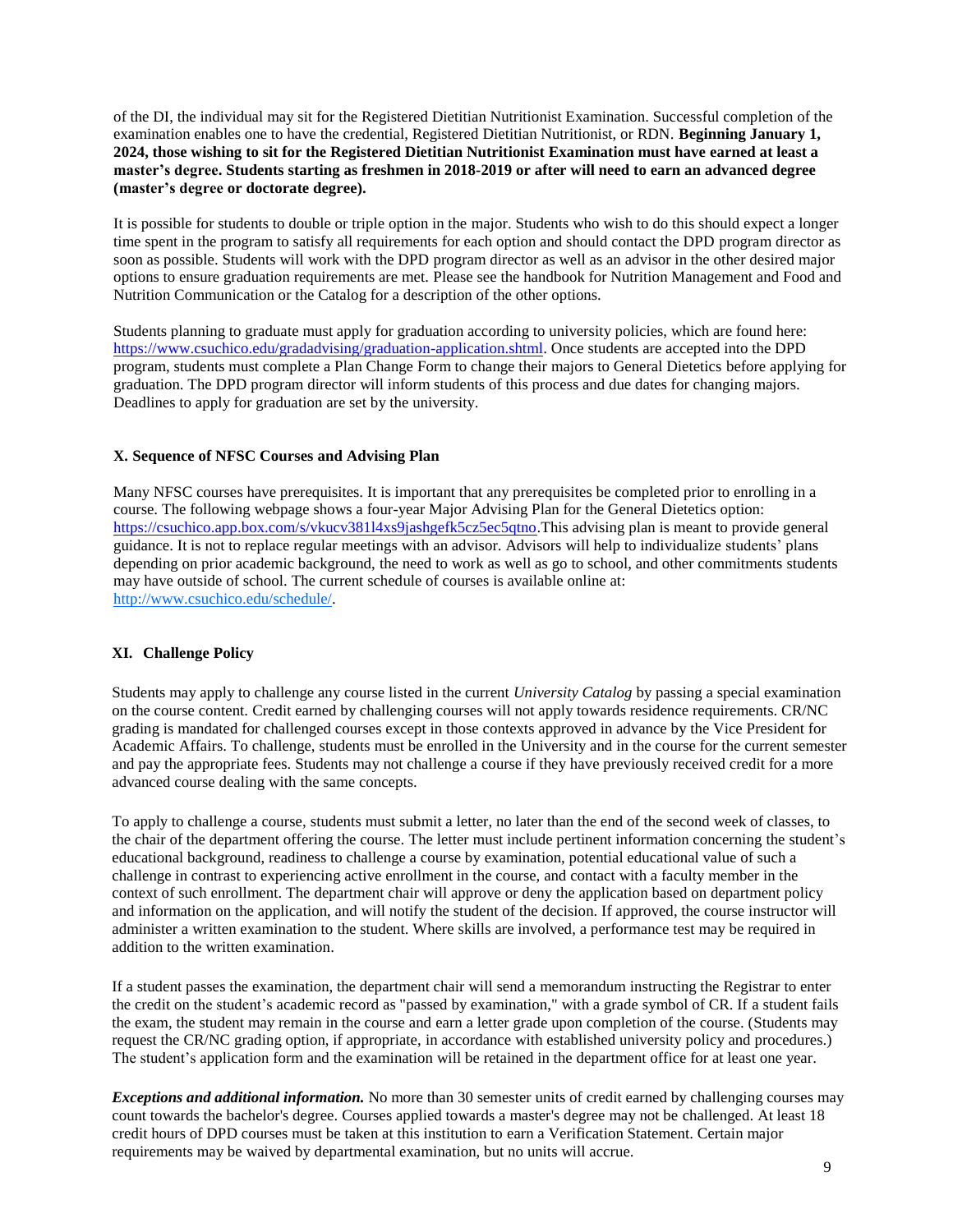of the DI, the individual may sit for the Registered Dietitian Nutritionist Examination. Successful completion of the examination enables one to have the credential, Registered Dietitian Nutritionist, or RDN. **Beginning January 1, 2024, those wishing to sit for the Registered Dietitian Nutritionist Examination must have earned at least a master's degree. Students starting as freshmen in 2018-2019 or after will need to earn an advanced degree (master's degree or doctorate degree).**

It is possible for students to double or triple option in the major. Students who wish to do this should expect a longer time spent in the program to satisfy all requirements for each option and should contact the DPD program director as soon as possible. Students will work with the DPD program director as well as an advisor in the other desired major options to ensure graduation requirements are met. Please see the handbook for Nutrition Management and Food and Nutrition Communication or the Catalog for a description of the other options.

Students planning to graduate must apply for graduation according to university policies, which are found here: https://www.csuchico.edu/gradadvising/graduation-application.shtml. Once students are accepted into the DPD program, students must complete a Plan Change Form to change their majors to General Dietetics before applying for graduation. The DPD program director will inform students of this process and due dates for changing majors. Deadlines to apply for graduation are set by the university.

### X. Sequence of NFSC Courses and Advising Plan

Many NFSC courses have prerequisites. It is important that any prerequisites be completed prior to enrolling in a course. The following webpage shows a four-year Major Advising Plan for the General Dietetics option: https://csuchico.app.box.com/s/vkucv381l4xs9jashgefk5cz5ec5qtno.This advising plan is meant to provide general guidance. It is not to replace regular meetings with an advisor. Advisors will help to individualize students' plans depending on prior academic background, the need to work as well as go to school, and other commitments students may have outside of school. The current schedule of courses is available online at: http://www.csuchico.edu/schedule/.

### XI. Challenge Policy

Students may apply to challenge any course listed in the current *University Catalog* by passing a special examination on the course content. Credit earned by challenging courses will not apply towards residence requirements. CR/NC grading is mandated for challenged courses except in those contexts approved in advance by the Vice President for Academic Affairs. To challenge, students must be enrolled in the University and in the course for the current semester and pay the appropriate fees. Students may not challenge a course if they have previously received credit for a more advanced course dealing with the same concepts.

To apply to challenge a course, students must submit a letter, no later than the end of the second week of classes, to the chair of the department offering the course. The letter must include pertinent information concerning the student's educational background, readiness to challenge a course by examination, potential educational value of such a challenge in contrast to experiencing active enrollment in the course, and contact with a faculty member in the context of such enrollment. The department chair will approve or deny the application based on department policy and information on the application, and will notify the student of the decision. If approved, the course instructor will administer a written examination to the student. Where skills are involved, a performance test may be required in addition to the written examination.

If a student passes the examination, the department chair will send a memorandum instructing the Registrar to enter the credit on the student's academic record as "passed by examination," with a grade symbol of CR. If a student fails the exam, the student may remain in the course and earn a letter grade upon completion of the course. (Students may request the CR/NC grading option, if appropriate, in accordance with established university policy and procedures.) The student's application form and the examination will be retained in the department office for at least one year.

***Exceptions and additional information.*** No more than 30 semester units of credit earned by challenging courses may count towards the bachelor's degree. Courses applied towards a master's degree may not be challenged. At least 18 credit hours of DPD courses must be taken at this institution to earn a Verification Statement. Certain major requirements may be waived by departmental examination, but no units will accrue.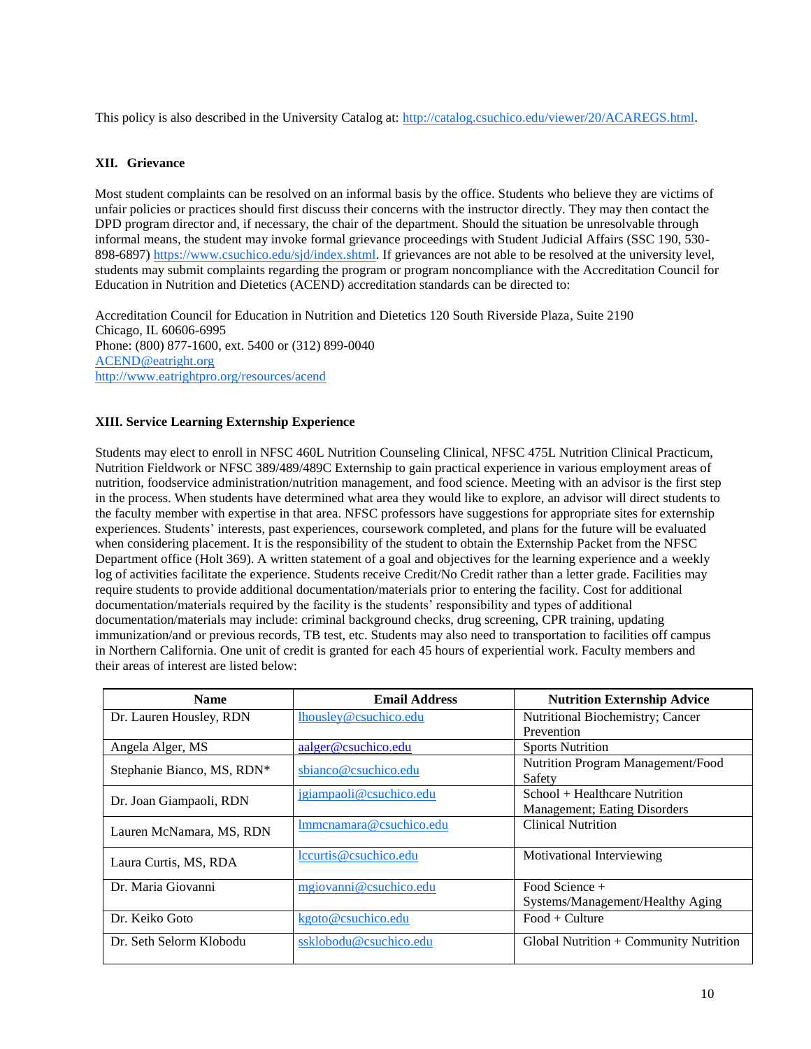This policy is also described in the University Catalog at: http://catalog.csuchico.edu/viewer/20/ACAREGS.html.

## XII. Grievance

Most student complaints can be resolved on an informal basis by the office. Students who believe they are victims of unfair policies or practices should first discuss their concerns with the instructor directly. They may then contact the DPD program director and, if necessary, the chair of the department. Should the situation be unresolvable through informal means, the student may invoke formal grievance proceedings with Student Judicial Affairs (SSC 190, 530-898-6897) https://www.csuchico.edu/sjd/index.shtml. If grievances are not able to be resolved at the university level, students may submit complaints regarding the program or program noncompliance with the Accreditation Council for Education in Nutrition and Dietetics (ACEND) accreditation standards can be directed to:

Accreditation Council for Education in Nutrition and Dietetics 120 South Riverside Plaza, Suite 2190
Chicago, IL 60606-6995
Phone: (800) 877-1600, ext. 5400 or (312) 899-0040
ACEND@eatright.org
http://www.eatrightpro.org/resources/acend

## XIII. Service Learning Externship Experience

Students may elect to enroll in NFSC 460L Nutrition Counseling Clinical, NFSC 475L Nutrition Clinical Practicum, Nutrition Fieldwork or NFSC 389/489/489C Externship to gain practical experience in various employment areas of nutrition, foodservice administration/nutrition management, and food science. Meeting with an advisor is the first step in the process. When students have determined what area they would like to explore, an advisor will direct students to the faculty member with expertise in that area. NFSC professors have suggestions for appropriate sites for externship experiences. Students' interests, past experiences, coursework completed, and plans for the future will be evaluated when considering placement. It is the responsibility of the student to obtain the Externship Packet from the NFSC Department office (Holt 369). A written statement of a goal and objectives for the learning experience and a weekly log of activities facilitate the experience. Students receive Credit/No Credit rather than a letter grade. Facilities may require students to provide additional documentation/materials prior to entering the facility. Cost for additional documentation/materials required by the facility is the students' responsibility and types of additional documentation/materials may include: criminal background checks, drug screening, CPR training, updating immunization/and or previous records, TB test, etc. Students may also need to transportation to facilities off campus in Northern California. One unit of credit is granted for each 45 hours of experiential work. Faculty members and their areas of interest are listed below:

| Name | Email Address | Nutrition Externship Advice |
|---|---|---|
| Dr. Lauren Housley, RDN | lhousley@csuchico.edu | Nutritional Biochemistry; Cancer Prevention |
| Angela Alger, MS | aalger@csuchico.edu | Sports Nutrition |
| Stephanie Bianco, MS, RDN* | sbianco@csuchico.edu | Nutrition Program Management/Food Safety |
| Dr. Joan Giampaoli, RDN | jgiampaoli@csuchico.edu | School + Healthcare Nutrition Management; Eating Disorders |
| Lauren McNamara, MS, RDN | lmmcnamara@csuchico.edu | Clinical Nutrition |
| Laura Curtis, MS, RDA | lccurtis@csuchico.edu | Motivational Interviewing |
| Dr. Maria Giovanni | mgiovanni@csuchico.edu | Food Science + Systems/Management/Healthy Aging |
| Dr. Keiko Goto | kgoto@csuchico.edu | Food + Culture |
| Dr. Seth Selorm Klobodu | ssklobodu@csuchico.edu | Global Nutrition + Community Nutrition |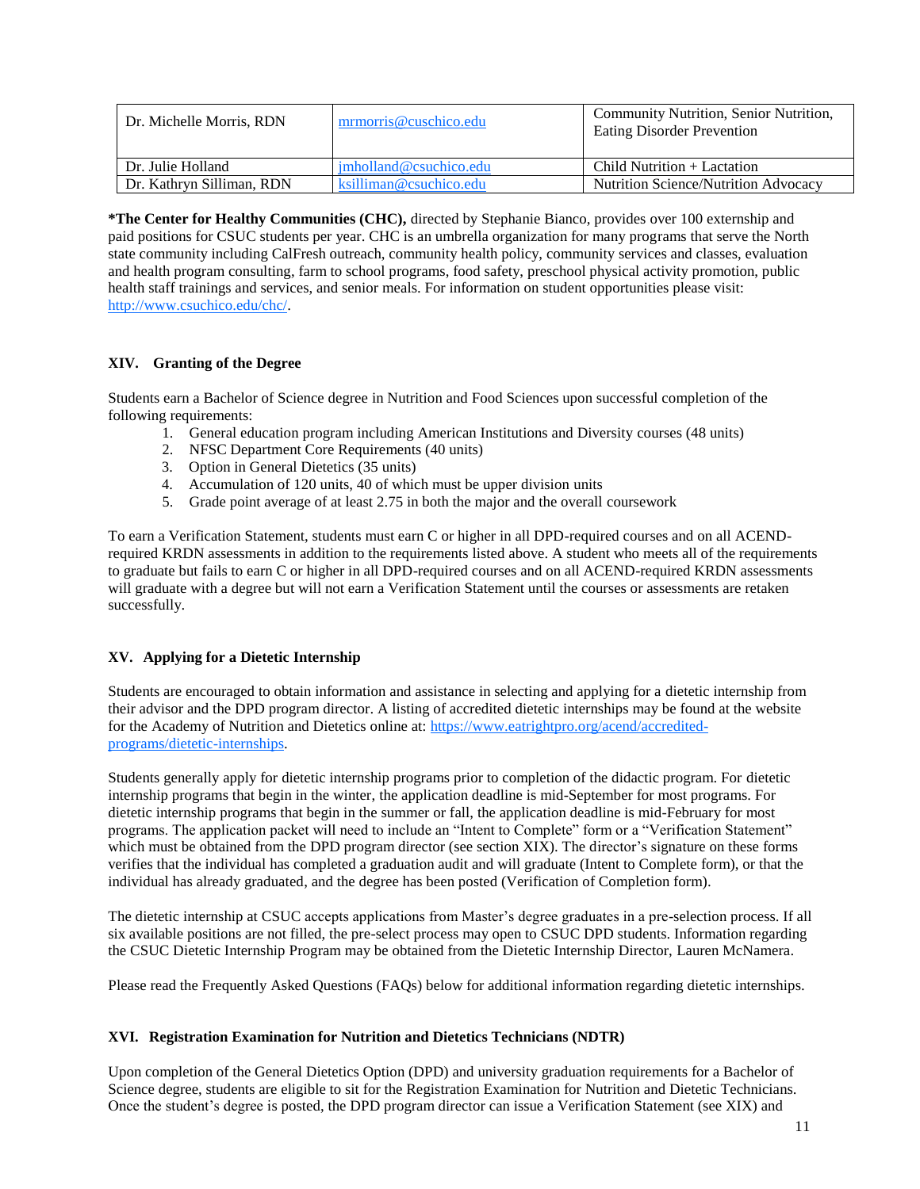| Dr. Michelle Morris, RDN | mrmorris@cuschico.edu | Community Nutrition, Senior Nutrition, Eating Disorder Prevention |
|---|---|---|
| Dr. Julie Holland | jmholland@csuchico.edu | Child Nutrition + Lactation |
| Dr. Kathryn Silliman, RDN | ksilliman@csuchico.edu | Nutrition Science/Nutrition Advocacy |

**\*The Center for Healthy Communities (CHC),** directed by Stephanie Bianco, provides over 100 externship and paid positions for CSUC students per year. CHC is an umbrella organization for many programs that serve the North state community including CalFresh outreach, community health policy, community services and classes, evaluation and health program consulting, farm to school programs, food safety, preschool physical activity promotion, public health staff trainings and services, and senior meals. For information on student opportunities please visit: http://www.csuchico.edu/chc/.

### XIV. Granting of the Degree

Students earn a Bachelor of Science degree in Nutrition and Food Sciences upon successful completion of the following requirements:

1. General education program including American Institutions and Diversity courses (48 units)
2. NFSC Department Core Requirements (40 units)
3. Option in General Dietetics (35 units)
4. Accumulation of 120 units, 40 of which must be upper division units
5. Grade point average of at least 2.75 in both the major and the overall coursework

To earn a Verification Statement, students must earn C or higher in all DPD-required courses and on all ACEND-required KRDN assessments in addition to the requirements listed above. A student who meets all of the requirements to graduate but fails to earn C or higher in all DPD-required courses and on all ACEND-required KRDN assessments will graduate with a degree but will not earn a Verification Statement until the courses or assessments are retaken successfully.

### XV. Applying for a Dietetic Internship

Students are encouraged to obtain information and assistance in selecting and applying for a dietetic internship from their advisor and the DPD program director. A listing of accredited dietetic internships may be found at the website for the Academy of Nutrition and Dietetics online at: https://www.eatrightpro.org/acend/accredited-programs/dietetic-internships.

Students generally apply for dietetic internship programs prior to completion of the didactic program. For dietetic internship programs that begin in the winter, the application deadline is mid-September for most programs. For dietetic internship programs that begin in the summer or fall, the application deadline is mid-February for most programs. The application packet will need to include an "Intent to Complete" form or a "Verification Statement" which must be obtained from the DPD program director (see section XIX). The director's signature on these forms verifies that the individual has completed a graduation audit and will graduate (Intent to Complete form), or that the individual has already graduated, and the degree has been posted (Verification of Completion form).

The dietetic internship at CSUC accepts applications from Master's degree graduates in a pre-selection process. If all six available positions are not filled, the pre-select process may open to CSUC DPD students. Information regarding the CSUC Dietetic Internship Program may be obtained from the Dietetic Internship Director, Lauren McNamera.

Please read the Frequently Asked Questions (FAQs) below for additional information regarding dietetic internships.

### XVI. Registration Examination for Nutrition and Dietetics Technicians (NDTR)

Upon completion of the General Dietetics Option (DPD) and university graduation requirements for a Bachelor of Science degree, students are eligible to sit for the Registration Examination for Nutrition and Dietetic Technicians. Once the student's degree is posted, the DPD program director can issue a Verification Statement (see XIX) and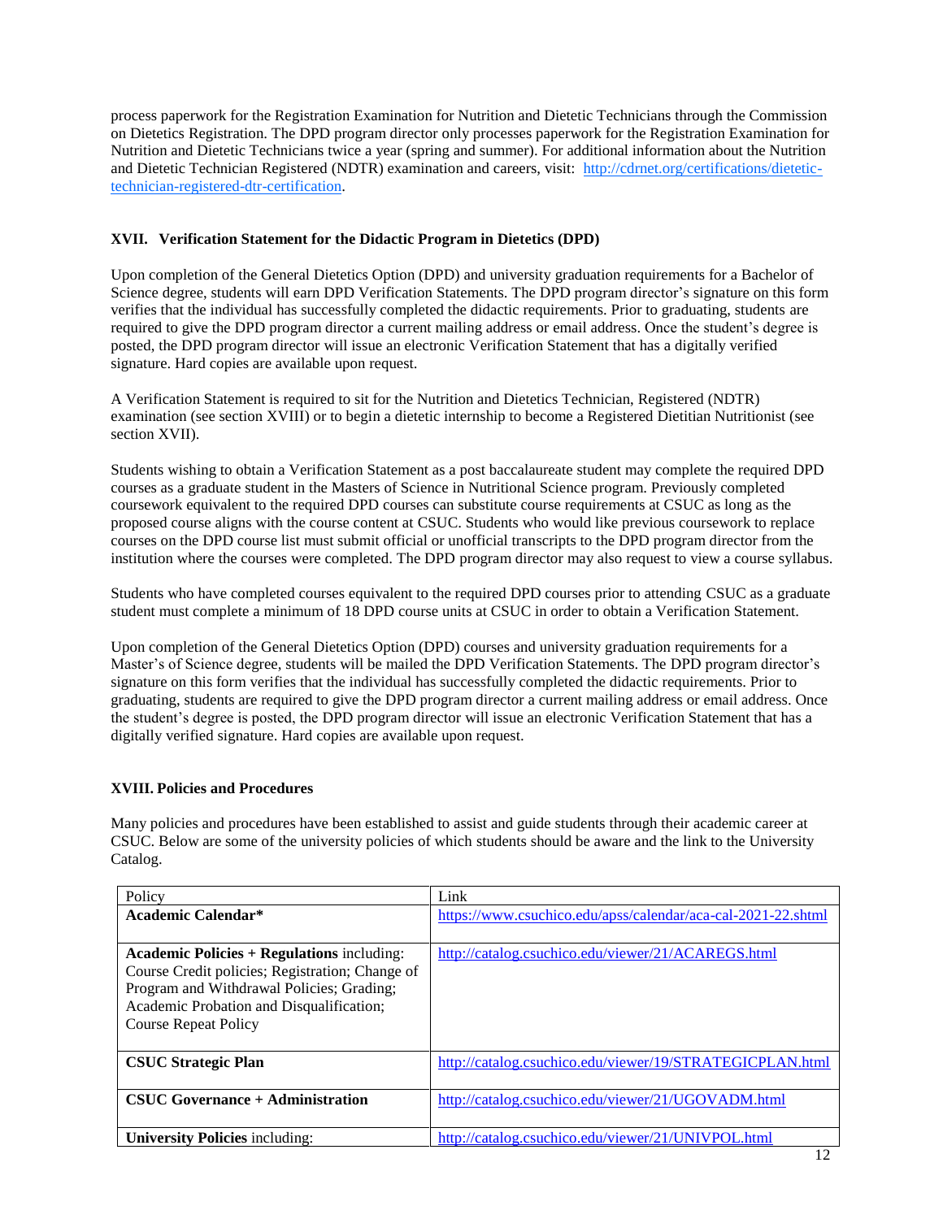process paperwork for the Registration Examination for Nutrition and Dietetic Technicians through the Commission on Dietetics Registration. The DPD program director only processes paperwork for the Registration Examination for Nutrition and Dietetic Technicians twice a year (spring and summer). For additional information about the Nutrition and Dietetic Technician Registered (NDTR) examination and careers, visit: [http://cdrnet.org/certifications/dietetic-technician-registered-dtr-certification](http://cdrnet.org/certifications/dietetic-technician-registered-dtr-certification).

## XVII. Verification Statement for the Didactic Program in Dietetics (DPD)

Upon completion of the General Dietetics Option (DPD) and university graduation requirements for a Bachelor of Science degree, students will earn DPD Verification Statements. The DPD program director's signature on this form verifies that the individual has successfully completed the didactic requirements. Prior to graduating, students are required to give the DPD program director a current mailing address or email address. Once the student's degree is posted, the DPD program director will issue an electronic Verification Statement that has a digitally verified signature. Hard copies are available upon request.

A Verification Statement is required to sit for the Nutrition and Dietetics Technician, Registered (NDTR) examination (see section XVIII) or to begin a dietetic internship to become a Registered Dietitian Nutritionist (see section XVII).

Students wishing to obtain a Verification Statement as a post baccalaureate student may complete the required DPD courses as a graduate student in the Masters of Science in Nutritional Science program. Previously completed coursework equivalent to the required DPD courses can substitute course requirements at CSUC as long as the proposed course aligns with the course content at CSUC. Students who would like previous coursework to replace courses on the DPD course list must submit official or unofficial transcripts to the DPD program director from the institution where the courses were completed. The DPD program director may also request to view a course syllabus.

Students who have completed courses equivalent to the required DPD courses prior to attending CSUC as a graduate student must complete a minimum of 18 DPD course units at CSUC in order to obtain a Verification Statement.

Upon completion of the General Dietetics Option (DPD) courses and university graduation requirements for a Master's of Science degree, students will be mailed the DPD Verification Statements. The DPD program director's signature on this form verifies that the individual has successfully completed the didactic requirements. Prior to graduating, students are required to give the DPD program director a current mailing address or email address. Once the student's degree is posted, the DPD program director will issue an electronic Verification Statement that has a digitally verified signature. Hard copies are available upon request.

## XVIII. Policies and Procedures

Many policies and procedures have been established to assist and guide students through their academic career at CSUC. Below are some of the university policies of which students should be aware and the link to the University Catalog.

| Policy | Link |
|---|---|
| **Academic Calendar*** | [https://www.csuchico.edu/apss/calendar/aca-cal-2021-22.shtml](https://www.csuchico.edu/apss/calendar/aca-cal-2021-22.shtml) |
| **Academic Policies + Regulations** including: Course Credit policies; Registration; Change of Program and Withdrawal Policies; Grading; Academic Probation and Disqualification; Course Repeat Policy | [http://catalog.csuchico.edu/viewer/21/ACAREGS.html](http://catalog.csuchico.edu/viewer/21/ACAREGS.html) |
| **CSUC Strategic Plan** | [http://catalog.csuchico.edu/viewer/19/STRATEGICPLAN.html](http://catalog.csuchico.edu/viewer/19/STRATEGICPLAN.html) |
| **CSUC Governance + Administration** | [http://catalog.csuchico.edu/viewer/21/UGOVADM.html](http://catalog.csuchico.edu/viewer/21/UGOVADM.html) |
| **University Policies** including: | [http://catalog.csuchico.edu/viewer/21/UNIVPOL.html](http://catalog.csuchico.edu/viewer/21/UNIVPOL.html) |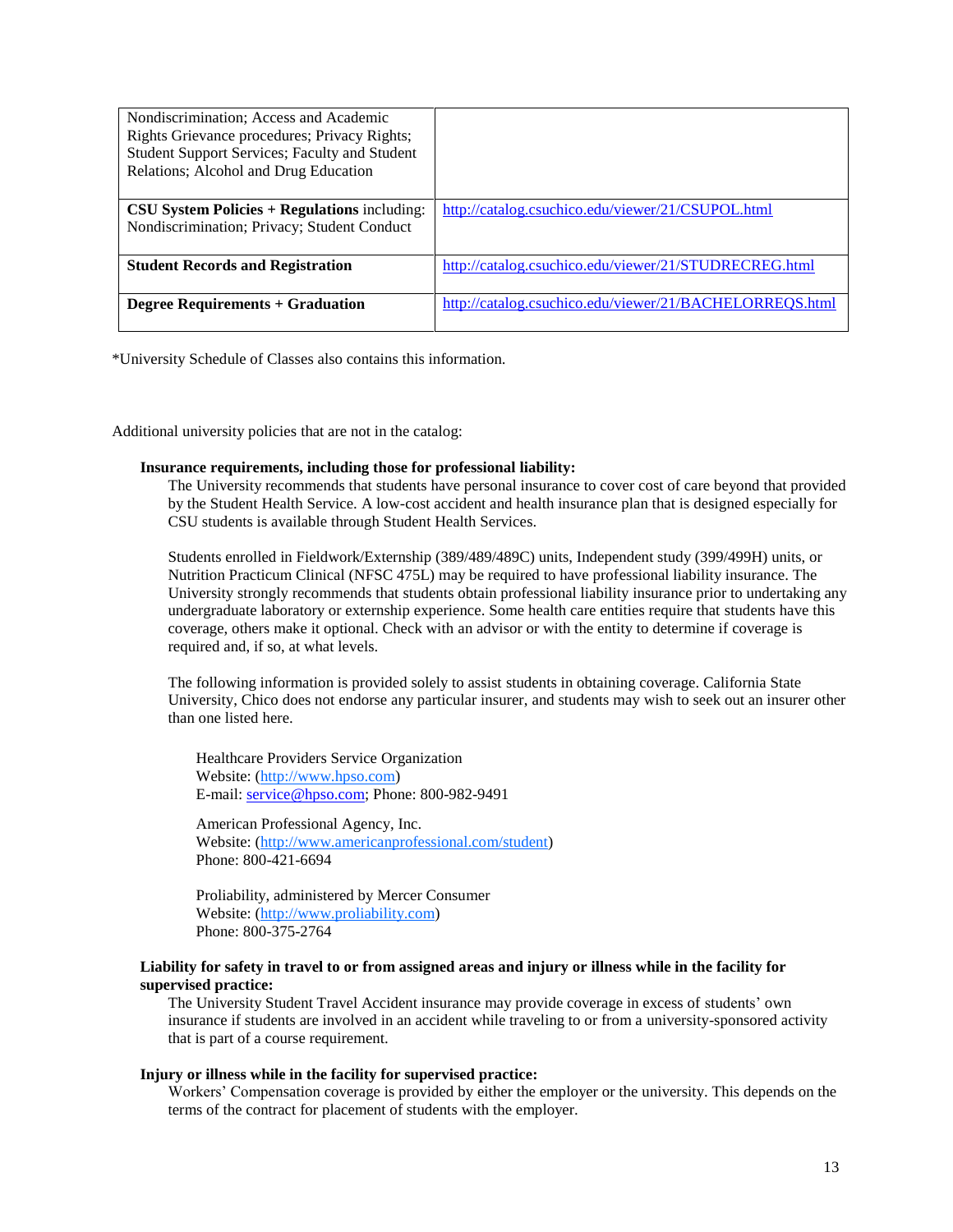| | |
|---|---|
| Nondiscrimination; Access and Academic Rights Grievance procedures; Privacy Rights; Student Support Services; Faculty and Student Relations; Alcohol and Drug Education | |
| **CSU System Policies + Regulations** including: Nondiscrimination; Privacy; Student Conduct | http://catalog.csuchico.edu/viewer/21/CSUPOL.html |
| **Student Records and Registration** | http://catalog.csuchico.edu/viewer/21/STUDRECREG.html |
| **Degree Requirements + Graduation** | http://catalog.csuchico.edu/viewer/21/BACHELORREQS.html |

*University Schedule of Classes also contains this information.

Additional university policies that are not in the catalog:

**Insurance requirements, including those for professional liability:**

The University recommends that students have personal insurance to cover cost of care beyond that provided by the Student Health Service. A low-cost accident and health insurance plan that is designed especially for CSU students is available through Student Health Services.

Students enrolled in Fieldwork/Externship (389/489/489C) units, Independent study (399/499H) units, or Nutrition Practicum Clinical (NFSC 475L) may be required to have professional liability insurance. The University strongly recommends that students obtain professional liability insurance prior to undertaking any undergraduate laboratory or externship experience. Some health care entities require that students have this coverage, others make it optional. Check with an advisor or with the entity to determine if coverage is required and, if so, at what levels.

The following information is provided solely to assist students in obtaining coverage. California State University, Chico does not endorse any particular insurer, and students may wish to seek out an insurer other than one listed here.

Healthcare Providers Service Organization
Website: (http://www.hpso.com)
E-mail: service@hpso.com; Phone: 800-982-9491

American Professional Agency, Inc.
Website: (http://www.americanprofessional.com/student)
Phone: 800-421-6694

Proliability, administered by Mercer Consumer
Website: (http://www.proliability.com)
Phone: 800-375-2764

**Liability for safety in travel to or from assigned areas and injury or illness while in the facility for supervised practice:**

The University Student Travel Accident insurance may provide coverage in excess of students' own insurance if students are involved in an accident while traveling to or from a university-sponsored activity that is part of a course requirement.

**Injury or illness while in the facility for supervised practice:**

Workers' Compensation coverage is provided by either the employer or the university. This depends on the terms of the contract for placement of students with the employer.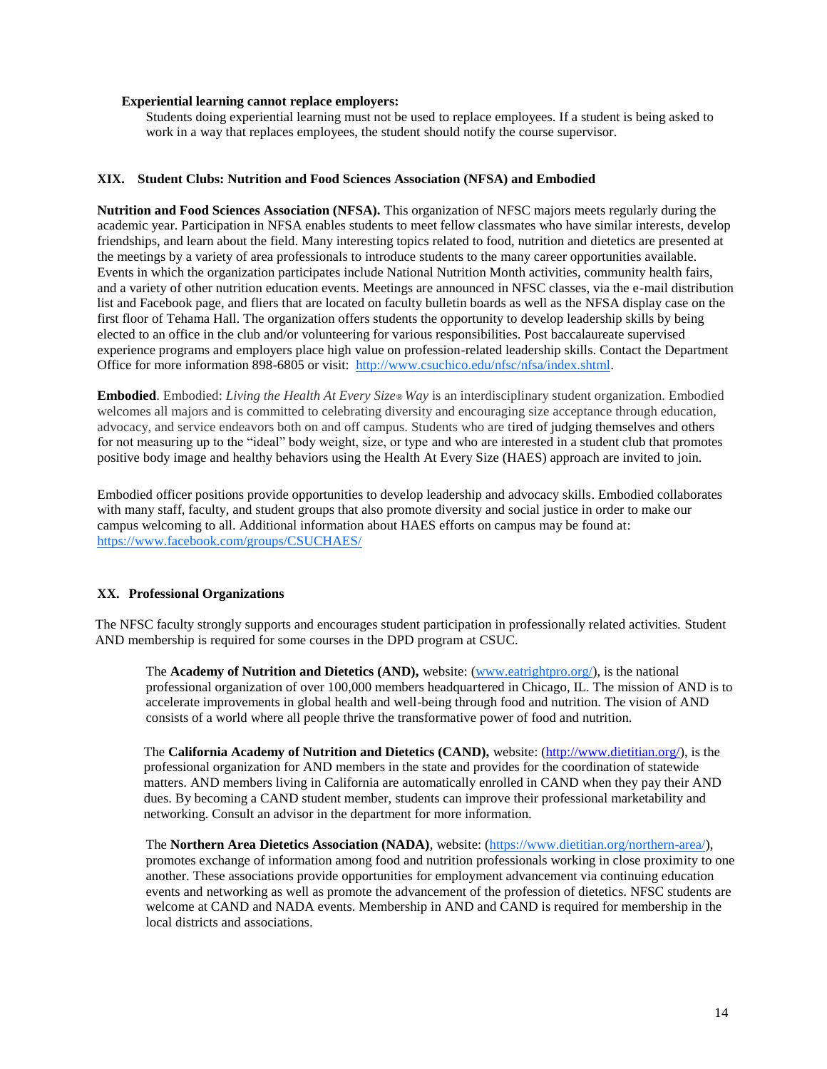**Experiential learning cannot replace employers:**

Students doing experiential learning must not be used to replace employees. If a student is being asked to work in a way that replaces employees, the student should notify the course supervisor.

## XIX. Student Clubs: Nutrition and Food Sciences Association (NFSA) and Embodied

**Nutrition and Food Sciences Association (NFSA).** This organization of NFSC majors meets regularly during the academic year. Participation in NFSA enables students to meet fellow classmates who have similar interests, develop friendships, and learn about the field. Many interesting topics related to food, nutrition and dietetics are presented at the meetings by a variety of area professionals to introduce students to the many career opportunities available. Events in which the organization participates include National Nutrition Month activities, community health fairs, and a variety of other nutrition education events. Meetings are announced in NFSC classes, via the e-mail distribution list and Facebook page, and fliers that are located on faculty bulletin boards as well as the NFSA display case on the first floor of Tehama Hall. The organization offers students the opportunity to develop leadership skills by being elected to an office in the club and/or volunteering for various responsibilities. Post baccalaureate supervised experience programs and employers place high value on profession-related leadership skills. Contact the Department Office for more information 898-6805 or visit: [http://www.csuchico.edu/nfsc/nfsa/index.shtml](http://www.csuchico.edu/nfsc/nfsa/index.shtml).

**Embodied**. Embodied: *Living the Health At Every Size® Way* is an interdisciplinary student organization. Embodied welcomes all majors and is committed to celebrating diversity and encouraging size acceptance through education, advocacy, and service endeavors both on and off campus. Students who are tired of judging themselves and others for not measuring up to the "ideal" body weight, size, or type and who are interested in a student club that promotes positive body image and healthy behaviors using the Health At Every Size (HAES) approach are invited to join.

Embodied officer positions provide opportunities to develop leadership and advocacy skills. Embodied collaborates with many staff, faculty, and student groups that also promote diversity and social justice in order to make our campus welcoming to all. Additional information about HAES efforts on campus may be found at: [https://www.facebook.com/groups/CSUCHAES/](https://www.facebook.com/groups/CSUCHAES/)

## XX. Professional Organizations

The NFSC faculty strongly supports and encourages student participation in professionally related activities. Student AND membership is required for some courses in the DPD program at CSUC.

The **Academy of Nutrition and Dietetics (AND),** website: ([www.eatrightpro.org/](www.eatrightpro.org/)), is the national professional organization of over 100,000 members headquartered in Chicago, IL. The mission of AND is to accelerate improvements in global health and well-being through food and nutrition. The vision of AND consists of a world where all people thrive the transformative power of food and nutrition.

The **California Academy of Nutrition and Dietetics (CAND),** website: ([http://www.dietitian.org/](http://www.dietitian.org/)), is the professional organization for AND members in the state and provides for the coordination of statewide matters. AND members living in California are automatically enrolled in CAND when they pay their AND dues. By becoming a CAND student member, students can improve their professional marketability and networking. Consult an advisor in the department for more information.

The **Northern Area Dietetics Association (NADA)**, website: ([https://www.dietitian.org/northern-area/](https://www.dietitian.org/northern-area/)), promotes exchange of information among food and nutrition professionals working in close proximity to one another. These associations provide opportunities for employment advancement via continuing education events and networking as well as promote the advancement of the profession of dietetics. NFSC students are welcome at CAND and NADA events. Membership in AND and CAND is required for membership in the local districts and associations.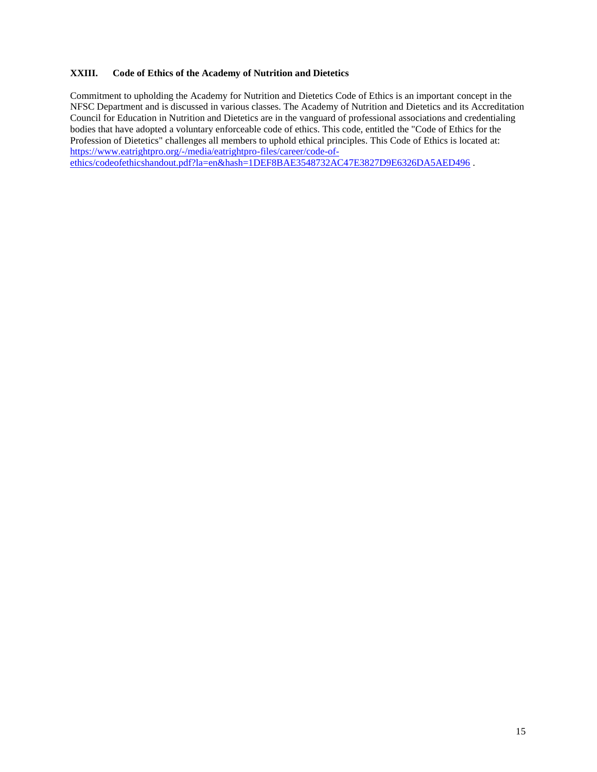## XXIII. Code of Ethics of the Academy of Nutrition and Dietetics

Commitment to upholding the Academy for Nutrition and Dietetics Code of Ethics is an important concept in the NFSC Department and is discussed in various classes. The Academy of Nutrition and Dietetics and its Accreditation Council for Education in Nutrition and Dietetics are in the vanguard of professional associations and credentialing bodies that have adopted a voluntary enforceable code of ethics. This code, entitled the "Code of Ethics for the Profession of Dietetics" challenges all members to uphold ethical principles. This Code of Ethics is located at: [https://www.eatrightpro.org/-/media/eatrightpro-files/career/code-of-ethics/codeofethicshandout.pdf?la=en&hash=1DEF8BAE3548732AC47E3827D9E6326DA5AED496](https://www.eatrightpro.org/-/media/eatrightpro-files/career/code-of-ethics/codeofethicshandout.pdf?la=en&hash=1DEF8BAE3548732AC47E3827D9E6326DA5AED496) .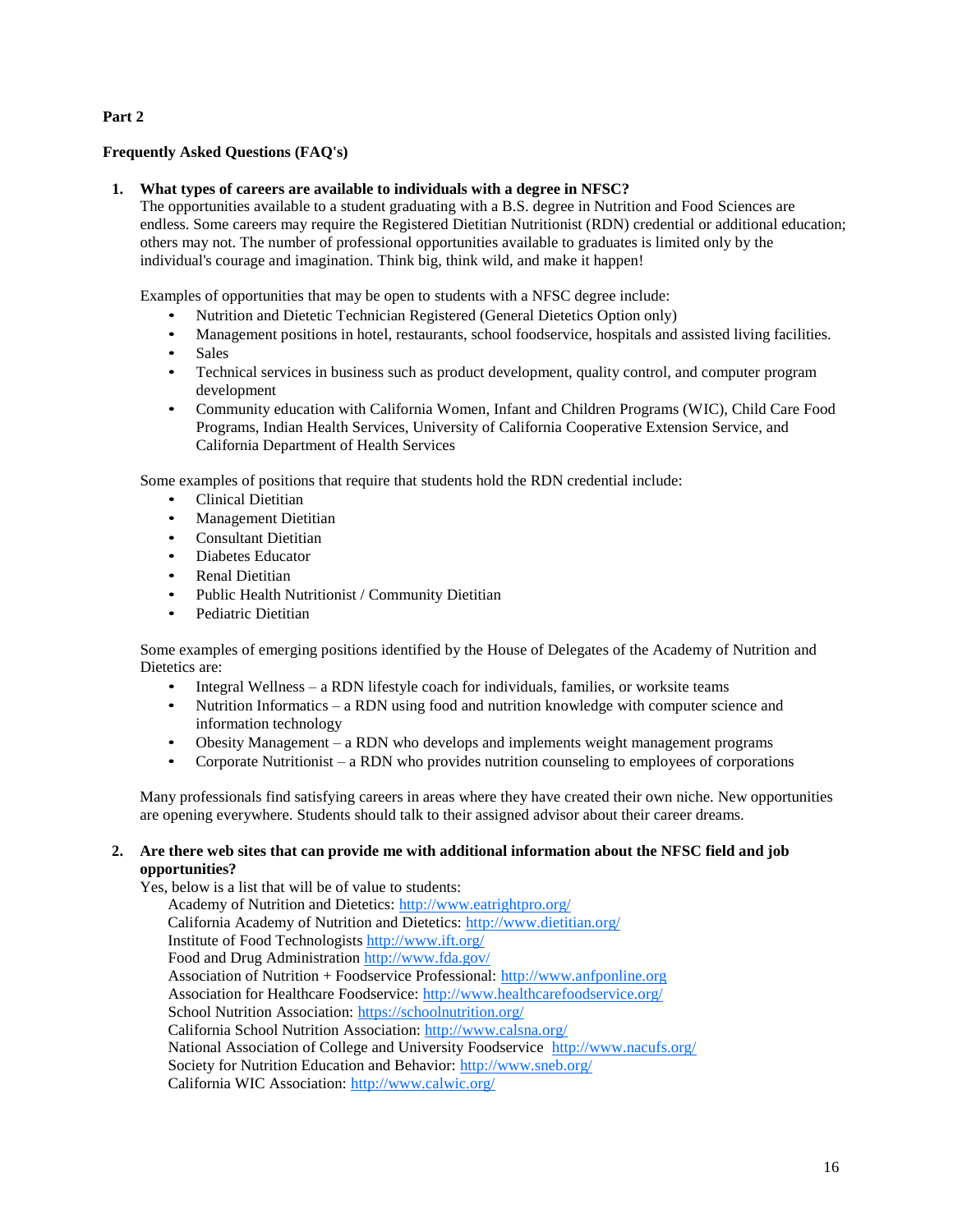**Part 2**

**Frequently Asked Questions (FAQ's)**

1. **What types of careers are available to individuals with a degree in NFSC?**
   The opportunities available to a student graduating with a B.S. degree in Nutrition and Food Sciences are endless. Some careers may require the Registered Dietitian Nutritionist (RDN) credential or additional education; others may not. The number of professional opportunities available to graduates is limited only by the individual's courage and imagination. Think big, think wild, and make it happen!

   Examples of opportunities that may be open to students with a NFSC degree include:
   - Nutrition and Dietetic Technician Registered (General Dietetics Option only)
   - Management positions in hotel, restaurants, school foodservice, hospitals and assisted living facilities.
   - Sales
   - Technical services in business such as product development, quality control, and computer program development
   - Community education with California Women, Infant and Children Programs (WIC), Child Care Food Programs, Indian Health Services, University of California Cooperative Extension Service, and California Department of Health Services

   Some examples of positions that require that students hold the RDN credential include:
   - Clinical Dietitian
   - Management Dietitian
   - Consultant Dietitian
   - Diabetes Educator
   - Renal Dietitian
   - Public Health Nutritionist / Community Dietitian
   - Pediatric Dietitian

   Some examples of emerging positions identified by the House of Delegates of the Academy of Nutrition and Dietetics are:
   - Integral Wellness – a RDN lifestyle coach for individuals, families, or worksite teams
   - Nutrition Informatics – a RDN using food and nutrition knowledge with computer science and information technology
   - Obesity Management – a RDN who develops and implements weight management programs
   - Corporate Nutritionist – a RDN who provides nutrition counseling to employees of corporations

   Many professionals find satisfying careers in areas where they have created their own niche. New opportunities are opening everywhere. Students should talk to their assigned advisor about their career dreams.

2. **Are there web sites that can provide me with additional information about the NFSC field and job opportunities?**
   Yes, below is a list that will be of value to students:
   Academy of Nutrition and Dietetics: http://www.eatrightpro.org/
   California Academy of Nutrition and Dietetics: http://www.dietitian.org/
   Institute of Food Technologists http://www.ift.org/
   Food and Drug Administration http://www.fda.gov/
   Association of Nutrition + Foodservice Professional: http://www.anfponline.org
   Association for Healthcare Foodservice: http://www.healthcarefoodservice.org/
   School Nutrition Association: https://schoolnutrition.org/
   California School Nutrition Association: http://www.calsna.org/
   National Association of College and University Foodservice http://www.nacufs.org/
   Society for Nutrition Education and Behavior: http://www.sneb.org/
   California WIC Association: http://www.calwic.org/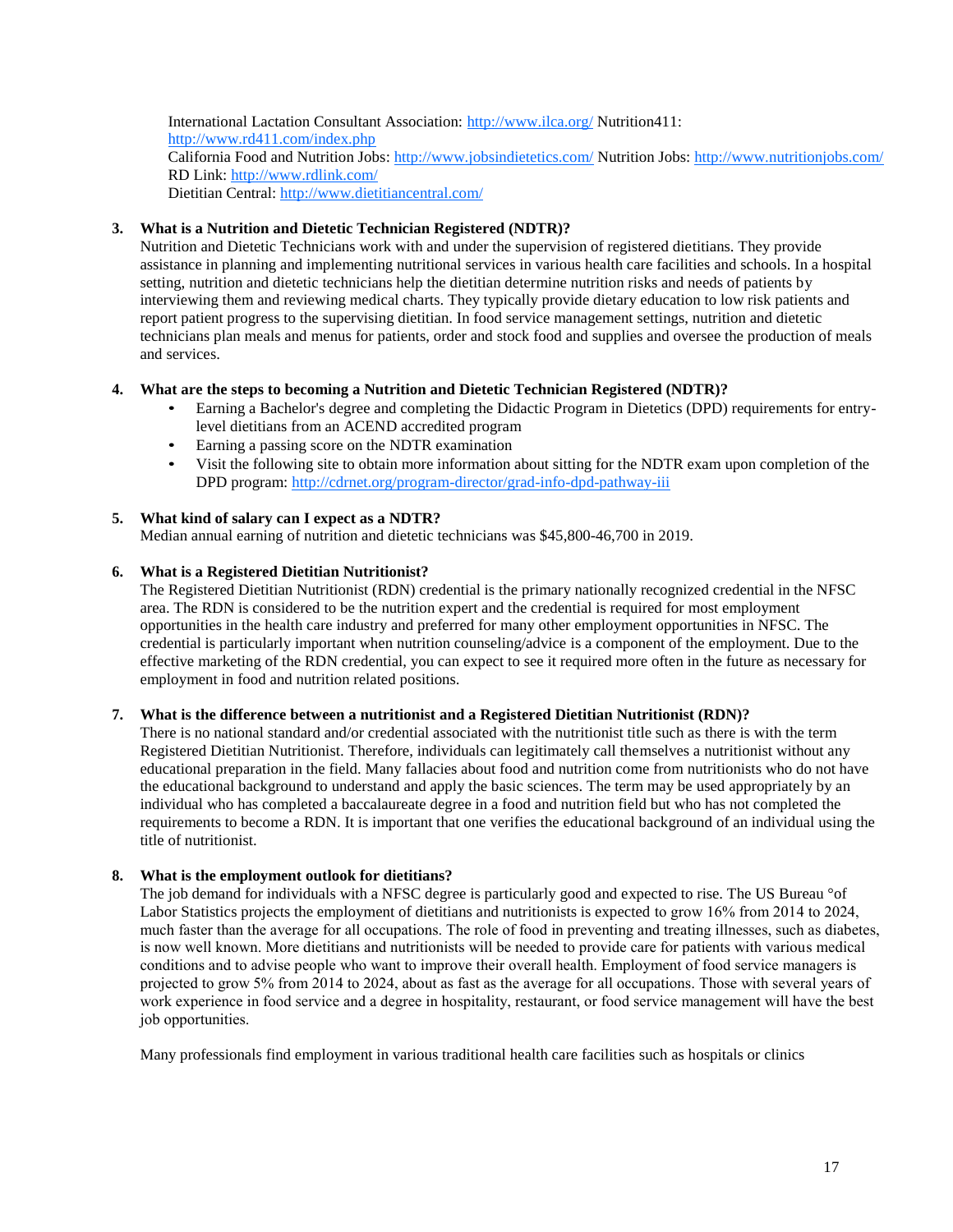International Lactation Consultant Association: http://www.ilca.org/ Nutrition411: http://www.rd411.com/index.php
California Food and Nutrition Jobs: http://www.jobsindietetics.com/ Nutrition Jobs: http://www.nutritionjobs.com/
RD Link: http://www.rdlink.com/
Dietitian Central: http://www.dietitiancentral.com/

3. **What is a Nutrition and Dietetic Technician Registered (NDTR)?**
   Nutrition and Dietetic Technicians work with and under the supervision of registered dietitians. They provide assistance in planning and implementing nutritional services in various health care facilities and schools. In a hospital setting, nutrition and dietetic technicians help the dietitian determine nutrition risks and needs of patients by interviewing them and reviewing medical charts. They typically provide dietary education to low risk patients and report patient progress to the supervising dietitian. In food service management settings, nutrition and dietetic technicians plan meals and menus for patients, order and stock food and supplies and oversee the production of meals and services.

4. **What are the steps to becoming a Nutrition and Dietetic Technician Registered (NDTR)?**
   - Earning a Bachelor's degree and completing the Didactic Program in Dietetics (DPD) requirements for entry-level dietitians from an ACEND accredited program
   - Earning a passing score on the NDTR examination
   - Visit the following site to obtain more information about sitting for the NDTR exam upon completion of the DPD program: http://cdrnet.org/program-director/grad-info-dpd-pathway-iii

5. **What kind of salary can I expect as a NDTR?**
   Median annual earning of nutrition and dietetic technicians was $45,800-46,700 in 2019.

6. **What is a Registered Dietitian Nutritionist?**
   The Registered Dietitian Nutritionist (RDN) credential is the primary nationally recognized credential in the NFSC area. The RDN is considered to be the nutrition expert and the credential is required for most employment opportunities in the health care industry and preferred for many other employment opportunities in NFSC. The credential is particularly important when nutrition counseling/advice is a component of the employment. Due to the effective marketing of the RDN credential, you can expect to see it required more often in the future as necessary for employment in food and nutrition related positions.

7. **What is the difference between a nutritionist and a Registered Dietitian Nutritionist (RDN)?**
   There is no national standard and/or credential associated with the nutritionist title such as there is with the term Registered Dietitian Nutritionist. Therefore, individuals can legitimately call themselves a nutritionist without any educational preparation in the field. Many fallacies about food and nutrition come from nutritionists who do not have the educational background to understand and apply the basic sciences. The term may be used appropriately by an individual who has completed a baccalaureate degree in a food and nutrition field but who has not completed the requirements to become a RDN. It is important that one verifies the educational background of an individual using the title of nutritionist.

8. **What is the employment outlook for dietitians?**
   The job demand for individuals with a NFSC degree is particularly good and expected to rise. The US Bureau °of Labor Statistics projects the employment of dietitians and nutritionists is expected to grow 16% from 2014 to 2024, much faster than the average for all occupations. The role of food in preventing and treating illnesses, such as diabetes, is now well known. More dietitians and nutritionists will be needed to provide care for patients with various medical conditions and to advise people who want to improve their overall health. Employment of food service managers is projected to grow 5% from 2014 to 2024, about as fast as the average for all occupations. Those with several years of work experience in food service and a degree in hospitality, restaurant, or food service management will have the best job opportunities.

   Many professionals find employment in various traditional health care facilities such as hospitals or clinics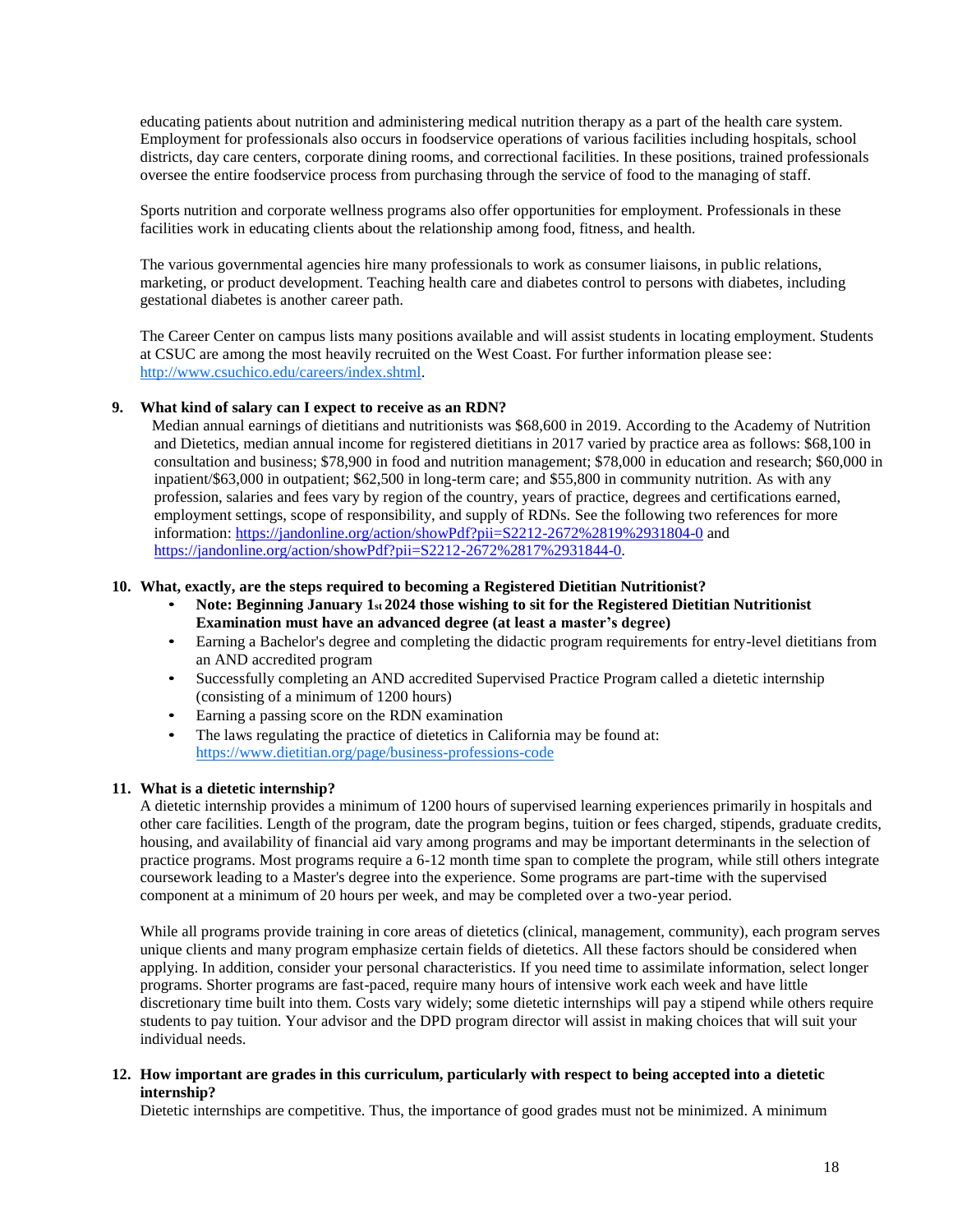educating patients about nutrition and administering medical nutrition therapy as a part of the health care system. Employment for professionals also occurs in foodservice operations of various facilities including hospitals, school districts, day care centers, corporate dining rooms, and correctional facilities. In these positions, trained professionals oversee the entire foodservice process from purchasing through the service of food to the managing of staff.

Sports nutrition and corporate wellness programs also offer opportunities for employment. Professionals in these facilities work in educating clients about the relationship among food, fitness, and health.

The various governmental agencies hire many professionals to work as consumer liaisons, in public relations, marketing, or product development. Teaching health care and diabetes control to persons with diabetes, including gestational diabetes is another career path.

The Career Center on campus lists many positions available and will assist students in locating employment. Students at CSUC are among the most heavily recruited on the West Coast. For further information please see: http://www.csuchico.edu/careers/index.shtml.

**9. What kind of salary can I expect to receive as an RDN?**

Median annual earnings of dietitians and nutritionists was $68,600 in 2019. According to the Academy of Nutrition and Dietetics, median annual income for registered dietitians in 2017 varied by practice area as follows: $68,100 in consultation and business; $78,900 in food and nutrition management; $78,000 in education and research; $60,000 in inpatient/$63,000 in outpatient; $62,500 in long-term care; and $55,800 in community nutrition. As with any profession, salaries and fees vary by region of the country, years of practice, degrees and certifications earned, employment settings, scope of responsibility, and supply of RDNs. See the following two references for more information: https://jandonline.org/action/showPdf?pii=S2212-2672%2819%2931804-0 and https://jandonline.org/action/showPdf?pii=S2212-2672%2817%2931844-0.

**10. What, exactly, are the steps required to becoming a Registered Dietitian Nutritionist?**

- **Note: Beginning January 1st 2024 those wishing to sit for the Registered Dietitian Nutritionist Examination must have an advanced degree (at least a master's degree)**
- Earning a Bachelor's degree and completing the didactic program requirements for entry-level dietitians from an AND accredited program
- Successfully completing an AND accredited Supervised Practice Program called a dietetic internship (consisting of a minimum of 1200 hours)
- Earning a passing score on the RDN examination
- The laws regulating the practice of dietetics in California may be found at: https://www.dietitian.org/page/business-professions-code

**11. What is a dietetic internship?**

A dietetic internship provides a minimum of 1200 hours of supervised learning experiences primarily in hospitals and other care facilities. Length of the program, date the program begins, tuition or fees charged, stipends, graduate credits, housing, and availability of financial aid vary among programs and may be important determinants in the selection of practice programs. Most programs require a 6-12 month time span to complete the program, while still others integrate coursework leading to a Master's degree into the experience. Some programs are part-time with the supervised component at a minimum of 20 hours per week, and may be completed over a two-year period.

While all programs provide training in core areas of dietetics (clinical, management, community), each program serves unique clients and many program emphasize certain fields of dietetics. All these factors should be considered when applying. In addition, consider your personal characteristics. If you need time to assimilate information, select longer programs. Shorter programs are fast-paced, require many hours of intensive work each week and have little discretionary time built into them. Costs vary widely; some dietetic internships will pay a stipend while others require students to pay tuition. Your advisor and the DPD program director will assist in making choices that will suit your individual needs.

**12. How important are grades in this curriculum, particularly with respect to being accepted into a dietetic internship?**

Dietetic internships are competitive. Thus, the importance of good grades must not be minimized. A minimum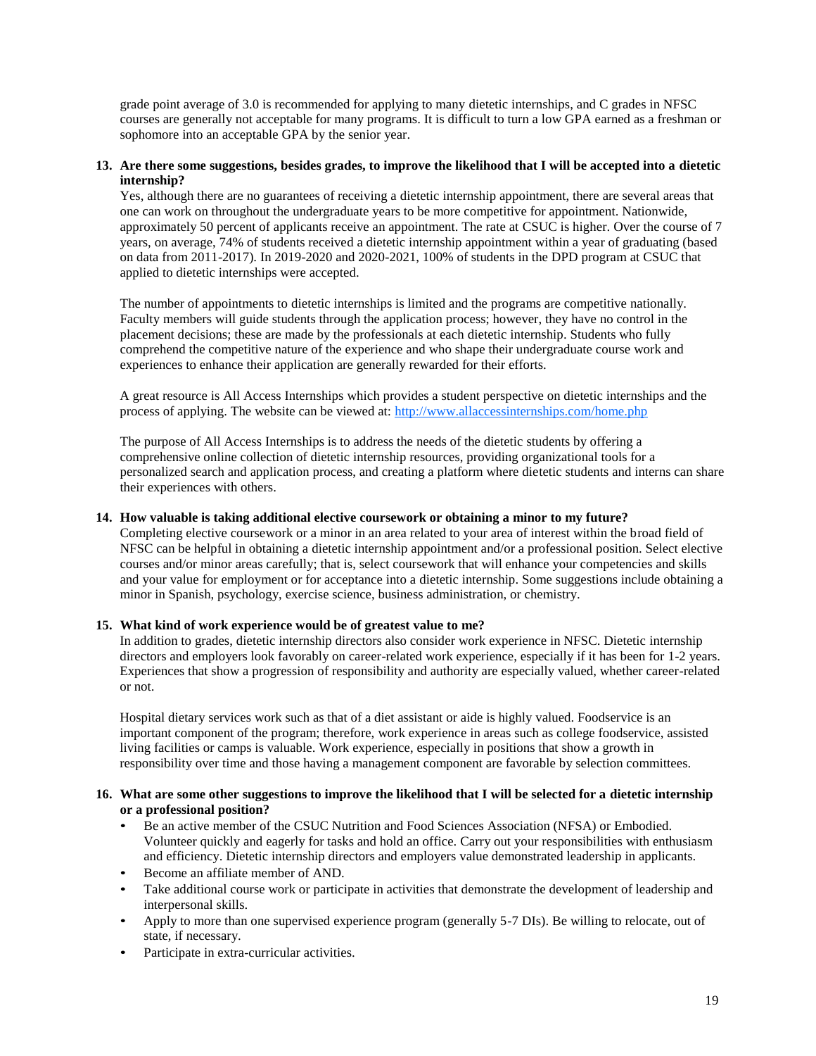grade point average of 3.0 is recommended for applying to many dietetic internships, and C grades in NFSC courses are generally not acceptable for many programs. It is difficult to turn a low GPA earned as a freshman or sophomore into an acceptable GPA by the senior year.

**13. Are there some suggestions, besides grades, to improve the likelihood that I will be accepted into a dietetic internship?**

Yes, although there are no guarantees of receiving a dietetic internship appointment, there are several areas that one can work on throughout the undergraduate years to be more competitive for appointment. Nationwide, approximately 50 percent of applicants receive an appointment. The rate at CSUC is higher. Over the course of 7 years, on average, 74% of students received a dietetic internship appointment within a year of graduating (based on data from 2011-2017). In 2019-2020 and 2020-2021, 100% of students in the DPD program at CSUC that applied to dietetic internships were accepted.

The number of appointments to dietetic internships is limited and the programs are competitive nationally. Faculty members will guide students through the application process; however, they have no control in the placement decisions; these are made by the professionals at each dietetic internship. Students who fully comprehend the competitive nature of the experience and who shape their undergraduate course work and experiences to enhance their application are generally rewarded for their efforts.

A great resource is All Access Internships which provides a student perspective on dietetic internships and the process of applying. The website can be viewed at: [http://www.allaccessinternships.com/home.php](http://www.allaccessinternships.com/home.php)

The purpose of All Access Internships is to address the needs of the dietetic students by offering a comprehensive online collection of dietetic internship resources, providing organizational tools for a personalized search and application process, and creating a platform where dietetic students and interns can share their experiences with others.

**14. How valuable is taking additional elective coursework or obtaining a minor to my future?**

Completing elective coursework or a minor in an area related to your area of interest within the broad field of NFSC can be helpful in obtaining a dietetic internship appointment and/or a professional position. Select elective courses and/or minor areas carefully; that is, select coursework that will enhance your competencies and skills and your value for employment or for acceptance into a dietetic internship. Some suggestions include obtaining a minor in Spanish, psychology, exercise science, business administration, or chemistry.

**15. What kind of work experience would be of greatest value to me?**

In addition to grades, dietetic internship directors also consider work experience in NFSC. Dietetic internship directors and employers look favorably on career-related work experience, especially if it has been for 1-2 years. Experiences that show a progression of responsibility and authority are especially valued, whether career-related or not.

Hospital dietary services work such as that of a diet assistant or aide is highly valued. Foodservice is an important component of the program; therefore, work experience in areas such as college foodservice, assisted living facilities or camps is valuable. Work experience, especially in positions that show a growth in responsibility over time and those having a management component are favorable by selection committees.

**16. What are some other suggestions to improve the likelihood that I will be selected for a dietetic internship or a professional position?**

- Be an active member of the CSUC Nutrition and Food Sciences Association (NFSA) or Embodied. Volunteer quickly and eagerly for tasks and hold an office. Carry out your responsibilities with enthusiasm and efficiency. Dietetic internship directors and employers value demonstrated leadership in applicants.
- Become an affiliate member of AND.
- Take additional course work or participate in activities that demonstrate the development of leadership and interpersonal skills.
- Apply to more than one supervised experience program (generally 5-7 DIs). Be willing to relocate, out of state, if necessary.
- Participate in extra-curricular activities.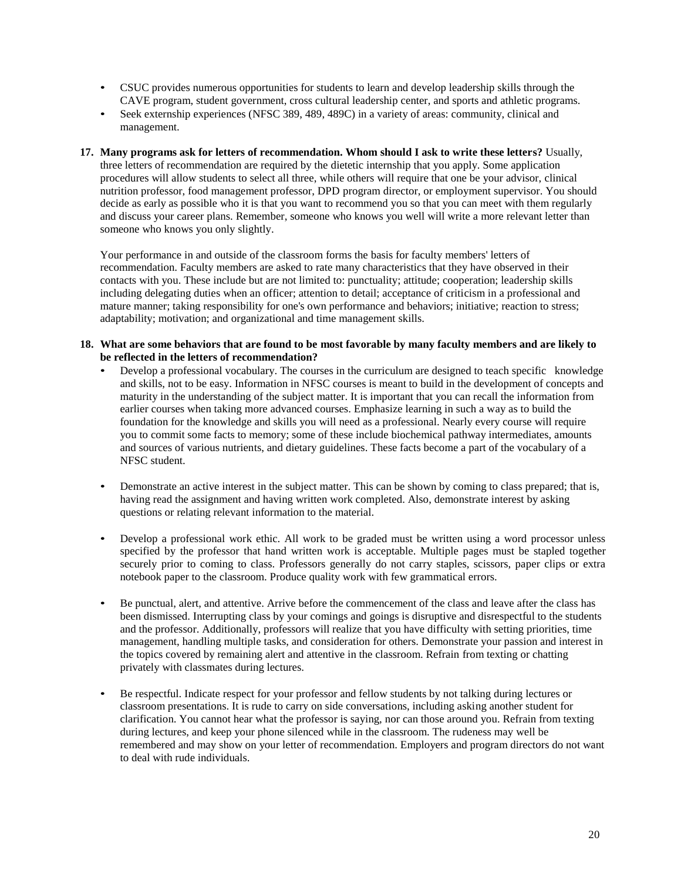- CSUC provides numerous opportunities for students to learn and develop leadership skills through the CAVE program, student government, cross cultural leadership center, and sports and athletic programs.
- Seek externship experiences (NFSC 389, 489, 489C) in a variety of areas: community, clinical and management.

17. **Many programs ask for letters of recommendation. Whom should I ask to write these letters?** Usually, three letters of recommendation are required by the dietetic internship that you apply. Some application procedures will allow students to select all three, while others will require that one be your advisor, clinical nutrition professor, food management professor, DPD program director, or employment supervisor. You should decide as early as possible who it is that you want to recommend you so that you can meet with them regularly and discuss your career plans. Remember, someone who knows you well will write a more relevant letter than someone who knows you only slightly.

    Your performance in and outside of the classroom forms the basis for faculty members' letters of recommendation. Faculty members are asked to rate many characteristics that they have observed in their contacts with you. These include but are not limited to: punctuality; attitude; cooperation; leadership skills including delegating duties when an officer; attention to detail; acceptance of criticism in a professional and mature manner; taking responsibility for one's own performance and behaviors; initiative; reaction to stress; adaptability; motivation; and organizational and time management skills.

18. **What are some behaviors that are found to be most favorable by many faculty members and are likely to be reflected in the letters of recommendation?**
    - Develop a professional vocabulary. The courses in the curriculum are designed to teach specific knowledge and skills, not to be easy. Information in NFSC courses is meant to build in the development of concepts and maturity in the understanding of the subject matter. It is important that you can recall the information from earlier courses when taking more advanced courses. Emphasize learning in such a way as to build the foundation for the knowledge and skills you will need as a professional. Nearly every course will require you to commit some facts to memory; some of these include biochemical pathway intermediates, amounts and sources of various nutrients, and dietary guidelines. These facts become a part of the vocabulary of a NFSC student.

    - Demonstrate an active interest in the subject matter. This can be shown by coming to class prepared; that is, having read the assignment and having written work completed. Also, demonstrate interest by asking questions or relating relevant information to the material.

    - Develop a professional work ethic. All work to be graded must be written using a word processor unless specified by the professor that hand written work is acceptable. Multiple pages must be stapled together securely prior to coming to class. Professors generally do not carry staples, scissors, paper clips or extra notebook paper to the classroom. Produce quality work with few grammatical errors.

    - Be punctual, alert, and attentive. Arrive before the commencement of the class and leave after the class has been dismissed. Interrupting class by your comings and goings is disruptive and disrespectful to the students and the professor. Additionally, professors will realize that you have difficulty with setting priorities, time management, handling multiple tasks, and consideration for others. Demonstrate your passion and interest in the topics covered by remaining alert and attentive in the classroom. Refrain from texting or chatting privately with classmates during lectures.

    - Be respectful. Indicate respect for your professor and fellow students by not talking during lectures or classroom presentations. It is rude to carry on side conversations, including asking another student for clarification. You cannot hear what the professor is saying, nor can those around you. Refrain from texting during lectures, and keep your phone silenced while in the classroom. The rudeness may well be remembered and may show on your letter of recommendation. Employers and program directors do not want to deal with rude individuals.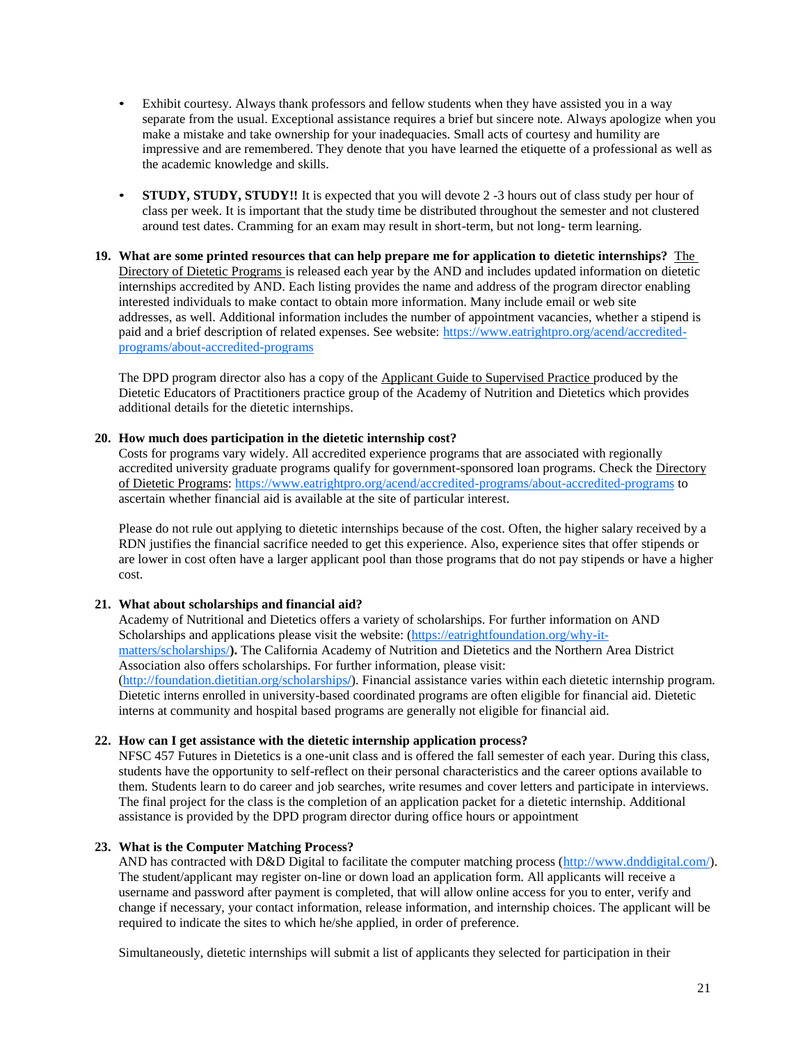- Exhibit courtesy. Always thank professors and fellow students when they have assisted you in a way separate from the usual. Exceptional assistance requires a brief but sincere note. Always apologize when you make a mistake and take ownership for your inadequacies. Small acts of courtesy and humility are impressive and are remembered. They denote that you have learned the etiquette of a professional as well as the academic knowledge and skills.

- **STUDY, STUDY, STUDY!!** It is expected that you will devote 2 -3 hours out of class study per hour of class per week. It is important that the study time be distributed throughout the semester and not clustered around test dates. Cramming for an exam may result in short-term, but not long- term learning.

**19. What are some printed resources that can help prepare me for application to dietetic internships?** The Directory of Dietetic Programs is released each year by the AND and includes updated information on dietetic internships accredited by AND. Each listing provides the name and address of the program director enabling interested individuals to make contact to obtain more information. Many include email or web site addresses, as well. Additional information includes the number of appointment vacancies, whether a stipend is paid and a brief description of related expenses. See website: https://www.eatrightpro.org/acend/accredited-programs/about-accredited-programs

The DPD program director also has a copy of the Applicant Guide to Supervised Practice produced by the Dietetic Educators of Practitioners practice group of the Academy of Nutrition and Dietetics which provides additional details for the dietetic internships.

**20. How much does participation in the dietetic internship cost?**
Costs for programs vary widely. All accredited experience programs that are associated with regionally accredited university graduate programs qualify for government-sponsored loan programs. Check the Directory of Dietetic Programs: https://www.eatrightpro.org/acend/accredited-programs/about-accredited-programs to ascertain whether financial aid is available at the site of particular interest.

Please do not rule out applying to dietetic internships because of the cost. Often, the higher salary received by a RDN justifies the financial sacrifice needed to get this experience. Also, experience sites that offer stipends or are lower in cost often have a larger applicant pool than those programs that do not pay stipends or have a higher cost.

**21. What about scholarships and financial aid?**
Academy of Nutritional and Dietetics offers a variety of scholarships. For further information on AND Scholarships and applications please visit the website: (https://eatrightfoundation.org/why-it-matters/scholarships/**).** The California Academy of Nutrition and Dietetics and the Northern Area District Association also offers scholarships. For further information, please visit: (http://foundation.dietitian.org/scholarships/). Financial assistance varies within each dietetic internship program. Dietetic interns enrolled in university-based coordinated programs are often eligible for financial aid. Dietetic interns at community and hospital based programs are generally not eligible for financial aid.

**22. How can I get assistance with the dietetic internship application process?**
NFSC 457 Futures in Dietetics is a one-unit class and is offered the fall semester of each year. During this class, students have the opportunity to self-reflect on their personal characteristics and the career options available to them. Students learn to do career and job searches, write resumes and cover letters and participate in interviews. The final project for the class is the completion of an application packet for a dietetic internship. Additional assistance is provided by the DPD program director during office hours or appointment

**23. What is the Computer Matching Process?**
AND has contracted with D&D Digital to facilitate the computer matching process (http://www.dnddigital.com/). The student/applicant may register on-line or down load an application form. All applicants will receive a username and password after payment is completed, that will allow online access for you to enter, verify and change if necessary, your contact information, release information, and internship choices. The applicant will be required to indicate the sites to which he/she applied, in order of preference.

Simultaneously, dietetic internships will submit a list of applicants they selected for participation in their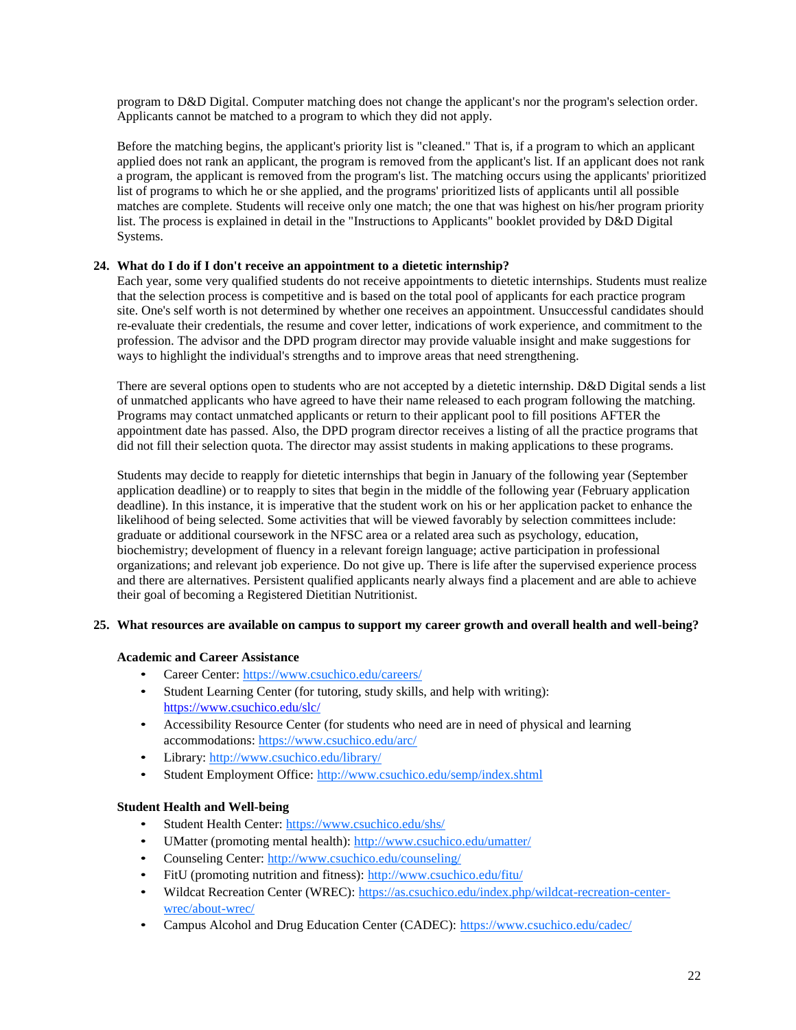program to D&D Digital. Computer matching does not change the applicant's nor the program's selection order. Applicants cannot be matched to a program to which they did not apply.

Before the matching begins, the applicant's priority list is "cleaned." That is, if a program to which an applicant applied does not rank an applicant, the program is removed from the applicant's list. If an applicant does not rank a program, the applicant is removed from the program's list. The matching occurs using the applicants' prioritized list of programs to which he or she applied, and the programs' prioritized lists of applicants until all possible matches are complete. Students will receive only one match; the one that was highest on his/her program priority list. The process is explained in detail in the "Instructions to Applicants" booklet provided by D&D Digital Systems.

**24. What do I do if I don't receive an appointment to a dietetic internship?**

Each year, some very qualified students do not receive appointments to dietetic internships. Students must realize that the selection process is competitive and is based on the total pool of applicants for each practice program site. One's self worth is not determined by whether one receives an appointment. Unsuccessful candidates should re-evaluate their credentials, the resume and cover letter, indications of work experience, and commitment to the profession. The advisor and the DPD program director may provide valuable insight and make suggestions for ways to highlight the individual's strengths and to improve areas that need strengthening.

There are several options open to students who are not accepted by a dietetic internship. D&D Digital sends a list of unmatched applicants who have agreed to have their name released to each program following the matching. Programs may contact unmatched applicants or return to their applicant pool to fill positions AFTER the appointment date has passed. Also, the DPD program director receives a listing of all the practice programs that did not fill their selection quota. The director may assist students in making applications to these programs.

Students may decide to reapply for dietetic internships that begin in January of the following year (September application deadline) or to reapply to sites that begin in the middle of the following year (February application deadline). In this instance, it is imperative that the student work on his or her application packet to enhance the likelihood of being selected. Some activities that will be viewed favorably by selection committees include: graduate or additional coursework in the NFSC area or a related area such as psychology, education, biochemistry; development of fluency in a relevant foreign language; active participation in professional organizations; and relevant job experience. Do not give up. There is life after the supervised experience process and there are alternatives. Persistent qualified applicants nearly always find a placement and are able to achieve their goal of becoming a Registered Dietitian Nutritionist.

**25. What resources are available on campus to support my career growth and overall health and well-being?**

**Academic and Career Assistance**

- Career Center: https://www.csuchico.edu/careers/
- Student Learning Center (for tutoring, study skills, and help with writing): https://www.csuchico.edu/slc/
- Accessibility Resource Center (for students who need are in need of physical and learning accommodations: https://www.csuchico.edu/arc/
- Library: http://www.csuchico.edu/library/
- Student Employment Office: http://www.csuchico.edu/semp/index.shtml

**Student Health and Well-being**

- Student Health Center: https://www.csuchico.edu/shs/
- UMatter (promoting mental health): http://www.csuchico.edu/umatter/
- Counseling Center: http://www.csuchico.edu/counseling/
- FitU (promoting nutrition and fitness): http://www.csuchico.edu/fitu/
- Wildcat Recreation Center (WREC): https://as.csuchico.edu/index.php/wildcat-recreation-center-wrec/about-wrec/
- Campus Alcohol and Drug Education Center (CADEC): https://www.csuchico.edu/cadec/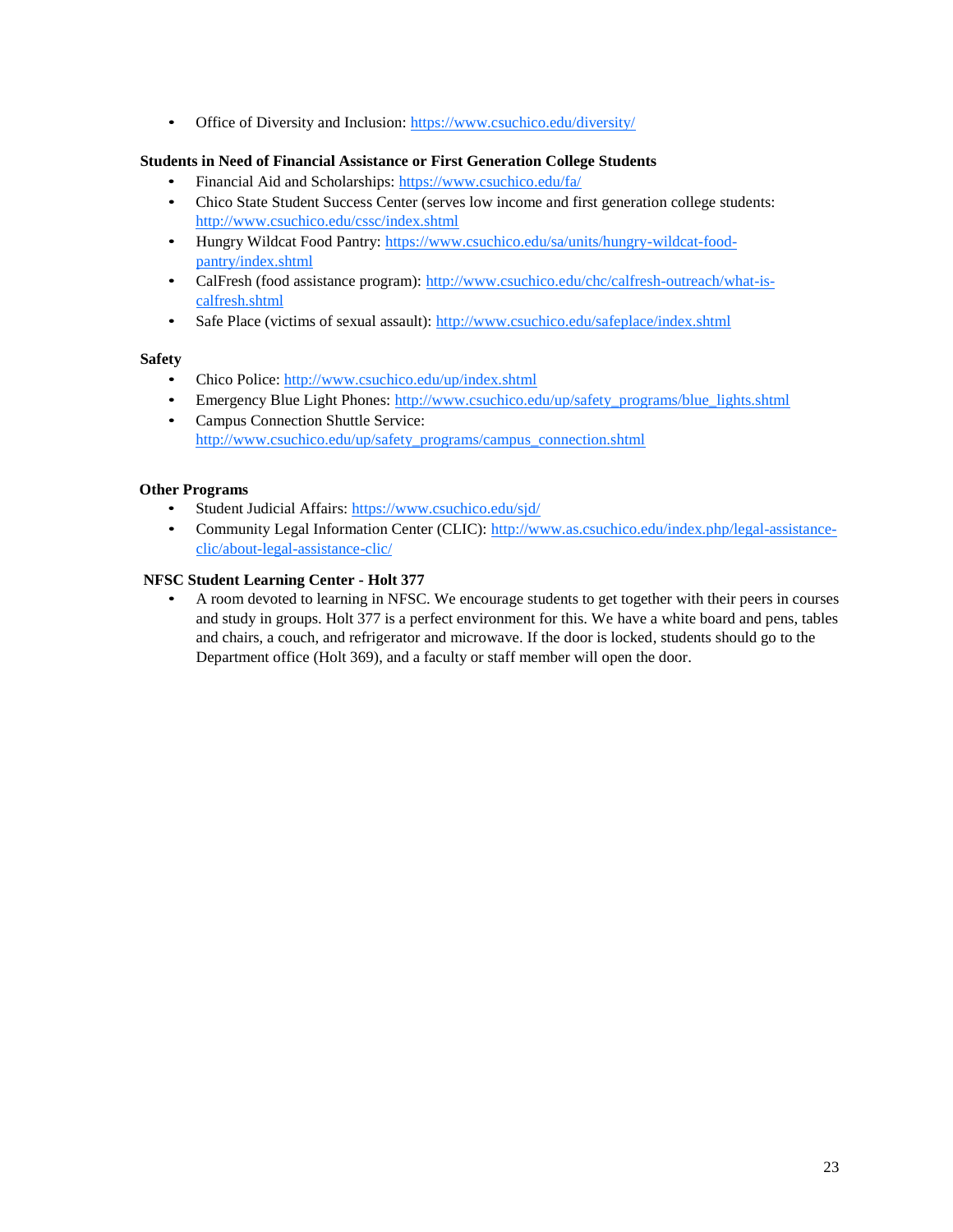- Office of Diversity and Inclusion: https://www.csuchico.edu/diversity/

**Students in Need of Financial Assistance or First Generation College Students**

- Financial Aid and Scholarships: https://www.csuchico.edu/fa/
- Chico State Student Success Center (serves low income and first generation college students: http://www.csuchico.edu/cssc/index.shtml
- Hungry Wildcat Food Pantry: https://www.csuchico.edu/sa/units/hungry-wildcat-food-pantry/index.shtml
- CalFresh (food assistance program): http://www.csuchico.edu/chc/calfresh-outreach/what-is-calfresh.shtml
- Safe Place (victims of sexual assault): http://www.csuchico.edu/safeplace/index.shtml

**Safety**

- Chico Police: http://www.csuchico.edu/up/index.shtml
- Emergency Blue Light Phones: http://www.csuchico.edu/up/safety_programs/blue_lights.shtml
- Campus Connection Shuttle Service: http://www.csuchico.edu/up/safety_programs/campus_connection.shtml

**Other Programs**

- Student Judicial Affairs: https://www.csuchico.edu/sjd/
- Community Legal Information Center (CLIC): http://www.as.csuchico.edu/index.php/legal-assistance-clic/about-legal-assistance-clic/

**NFSC Student Learning Center - Holt 377**

- A room devoted to learning in NFSC. We encourage students to get together with their peers in courses and study in groups. Holt 377 is a perfect environment for this. We have a white board and pens, tables and chairs, a couch, and refrigerator and microwave. If the door is locked, students should go to the Department office (Holt 369), and a faculty or staff member will open the door.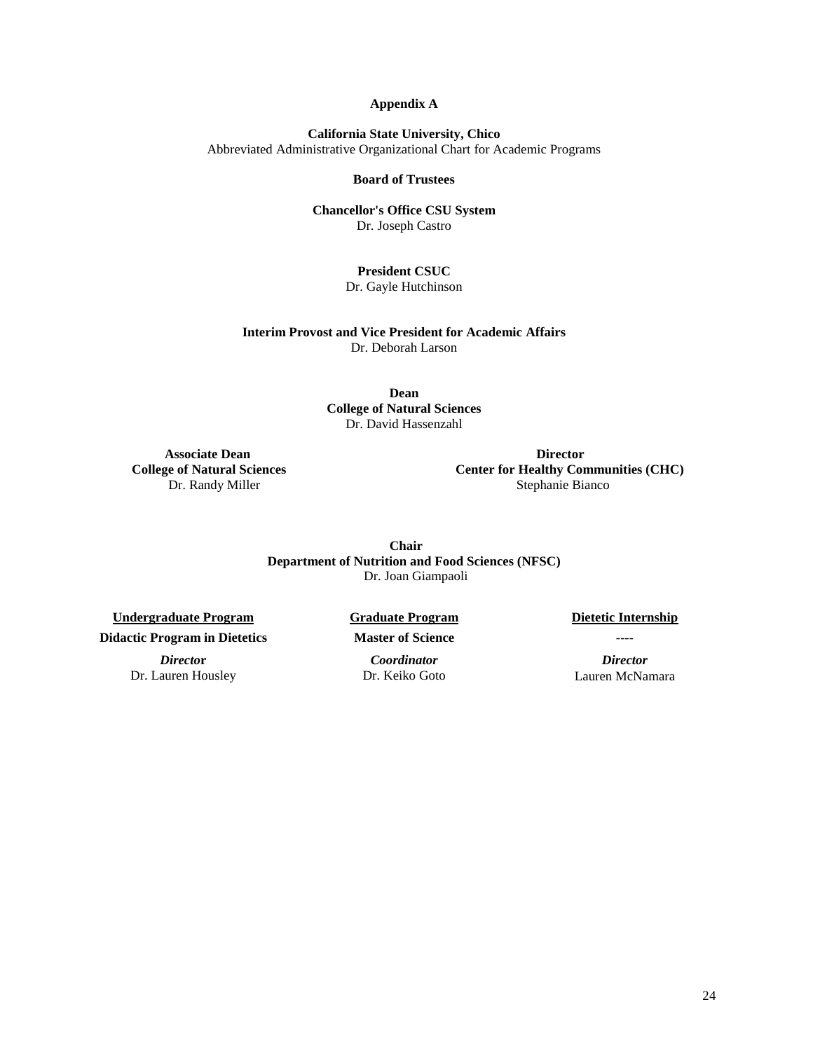# Appendix A

**California State University, Chico**
Abbreviated Administrative Organizational Chart for Academic Programs

**Board of Trustees**

**Chancellor's Office CSU System**
Dr. Joseph Castro

**President CSUC**
Dr. Gayle Hutchinson

**Interim Provost and Vice President for Academic Affairs**
Dr. Deborah Larson

**Dean**
**College of Natural Sciences**
Dr. David Hassenzahl

**Associate Dean**
**College of Natural Sciences**
Dr. Randy Miller

**Director**
**Center for Healthy Communities (CHC)**
Stephanie Bianco

**Chair**
**Department of Nutrition and Food Sciences (NFSC)**
Dr. Joan Giampaoli

| Undergraduate Program | Graduate Program | Dietetic Internship |
|---|---|---|
| **Didactic Program in Dietetics** | **Master of Science** | ---- |
| ***Director*** | ***Coordinator*** | ***Director*** |
| Dr. Lauren Housley | Dr. Keiko Goto | Lauren McNamara |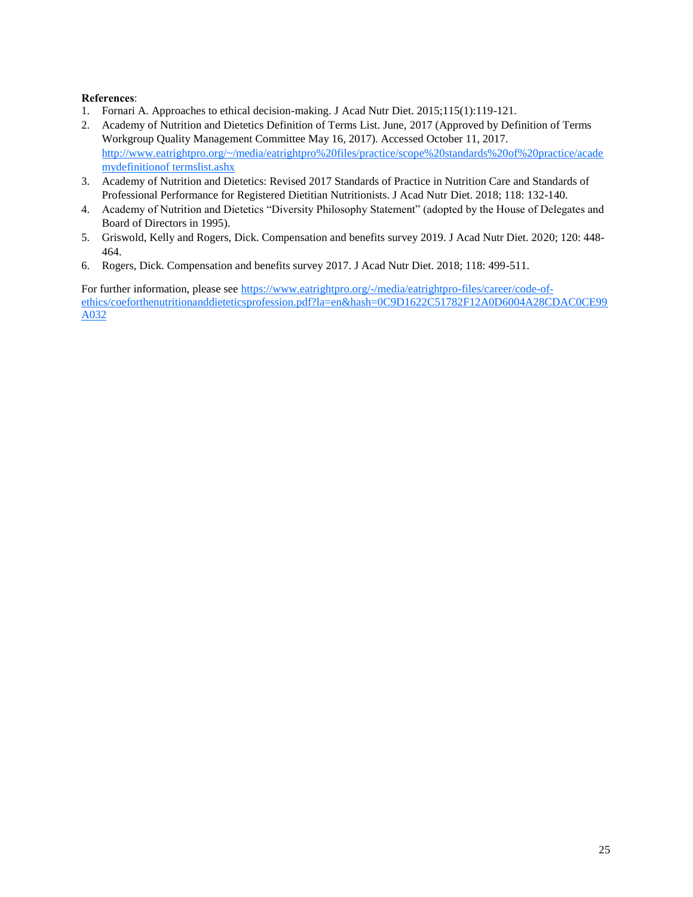**References**:

1. Fornari A. Approaches to ethical decision-making. J Acad Nutr Diet. 2015;115(1):119-121.
2. Academy of Nutrition and Dietetics Definition of Terms List. June, 2017 (Approved by Definition of Terms Workgroup Quality Management Committee May 16, 2017). Accessed October 11, 2017. http://www.eatrightpro.org/~/media/eatrightpro%20files/practice/scope%20standards%20of%20practice/academydefinitionof termslist.ashx
3. Academy of Nutrition and Dietetics: Revised 2017 Standards of Practice in Nutrition Care and Standards of Professional Performance for Registered Dietitian Nutritionists. J Acad Nutr Diet. 2018; 118: 132-140.
4. Academy of Nutrition and Dietetics "Diversity Philosophy Statement" (adopted by the House of Delegates and Board of Directors in 1995).
5. Griswold, Kelly and Rogers, Dick. Compensation and benefits survey 2019. J Acad Nutr Diet. 2020; 120: 448-464.
6. Rogers, Dick. Compensation and benefits survey 2017. J Acad Nutr Diet. 2018; 118: 499-511.

For further information, please see https://www.eatrightpro.org/-/media/eatrightpro-files/career/code-of-ethics/coeforthenutritionanddieteticsprofession.pdf?la=en&hash=0C9D1622C51782F12A0D6004A28CDAC0CE99A032